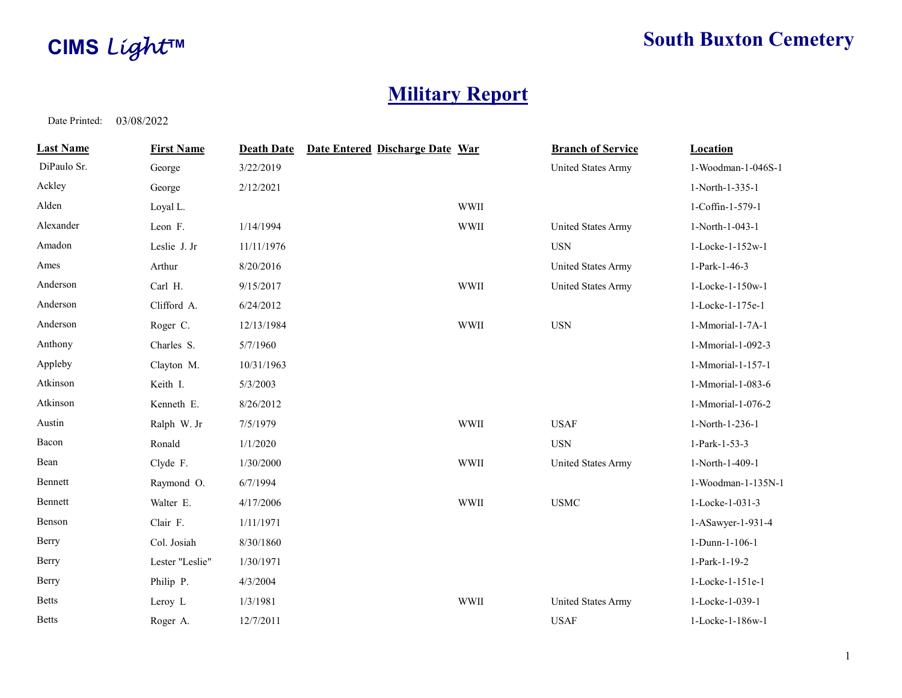CIMS *Light*™

**South Buxton Cemetery**

# Military Report

Date Printed: 03/08/2022

| Last Name | First Name | Death Date | Date Entered | Discharge Date | War | Branch of Service | Location |
|---|---|---|---|---|---|---|---|
| DiPaulo Sr. | George | 3/22/2019 | | | | United States Army | 1-Woodman-1-046S-1 |
| Ackley | George | 2/12/2021 | | | | | 1-North-1-335-1 |
| Alden | Loyal L. | | | | WWII | | 1-Coffin-1-579-1 |
| Alexander | Leon F. | 1/14/1994 | | | WWII | United States Army | 1-North-1-043-1 |
| Amadon | Leslie J. Jr | 11/11/1976 | | | | USN | 1-Locke-1-152w-1 |
| Ames | Arthur | 8/20/2016 | | | | United States Army | 1-Park-1-46-3 |
| Anderson | Carl H. | 9/15/2017 | | | WWII | United States Army | 1-Locke-1-150w-1 |
| Anderson | Clifford A. | 6/24/2012 | | | | | 1-Locke-1-175e-1 |
| Anderson | Roger C. | 12/13/1984 | | | WWII | USN | 1-Mmorial-1-7A-1 |
| Anthony | Charles S. | 5/7/1960 | | | | | 1-Mmorial-1-092-3 |
| Appleby | Clayton M. | 10/31/1963 | | | | | 1-Mmorial-1-157-1 |
| Atkinson | Keith I. | 5/3/2003 | | | | | 1-Mmorial-1-083-6 |
| Atkinson | Kenneth E. | 8/26/2012 | | | | | 1-Mmorial-1-076-2 |
| Austin | Ralph W. Jr | 7/5/1979 | | | WWII | USAF | 1-North-1-236-1 |
| Bacon | Ronald | 1/1/2020 | | | | USN | 1-Park-1-53-3 |
| Bean | Clyde F. | 1/30/2000 | | | WWII | United States Army | 1-North-1-409-1 |
| Bennett | Raymond O. | 6/7/1994 | | | | | 1-Woodman-1-135N-1 |
| Bennett | Walter E. | 4/17/2006 | | | WWII | USMC | 1-Locke-1-031-3 |
| Benson | Clair F. | 1/11/1971 | | | | | 1-ASawyer-1-931-4 |
| Berry | Col. Josiah | 8/30/1860 | | | | | 1-Dunn-1-106-1 |
| Berry | Lester "Leslie" | 1/30/1971 | | | | | 1-Park-1-19-2 |
| Berry | Philip P. | 4/3/2004 | | | | | 1-Locke-1-151e-1 |
| Betts | Leroy L | 1/3/1981 | | | WWII | United States Army | 1-Locke-1-039-1 |
| Betts | Roger A. | 12/7/2011 | | | | USAF | 1-Locke-1-186w-1 |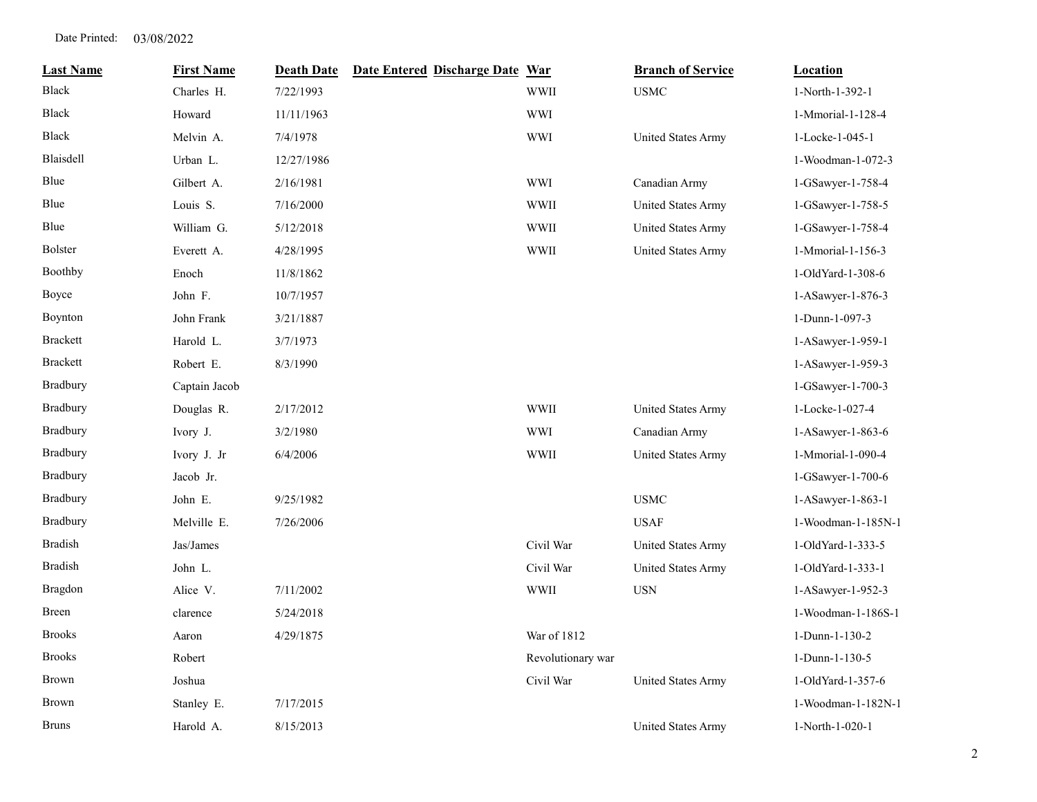Date Printed: 03/08/2022

| Last Name | First Name | Death Date | Date Entered | Discharge Date | War | Branch of Service | Location |
|---|---|---|---|---|---|---|---|
| Black | Charles H. | 7/22/1993 | | | WWII | USMC | 1-North-1-392-1 |
| Black | Howard | 11/11/1963 | | | WWI | | 1-Mmorial-1-128-4 |
| Black | Melvin A. | 7/4/1978 | | | WWI | United States Army | 1-Locke-1-045-1 |
| Blaisdell | Urban L. | 12/27/1986 | | | | | 1-Woodman-1-072-3 |
| Blue | Gilbert A. | 2/16/1981 | | | WWI | Canadian Army | 1-GSawyer-1-758-4 |
| Blue | Louis S. | 7/16/2000 | | | WWII | United States Army | 1-GSawyer-1-758-5 |
| Blue | William G. | 5/12/2018 | | | WWII | United States Army | 1-GSawyer-1-758-4 |
| Bolster | Everett A. | 4/28/1995 | | | WWII | United States Army | 1-Mmorial-1-156-3 |
| Boothby | Enoch | 11/8/1862 | | | | | 1-OldYard-1-308-6 |
| Boyce | John F. | 10/7/1957 | | | | | 1-ASawyer-1-876-3 |
| Boynton | John Frank | 3/21/1887 | | | | | 1-Dunn-1-097-3 |
| Brackett | Harold L. | 3/7/1973 | | | | | 1-ASawyer-1-959-1 |
| Brackett | Robert E. | 8/3/1990 | | | | | 1-ASawyer-1-959-3 |
| Bradbury | Captain Jacob | | | | | | 1-GSawyer-1-700-3 |
| Bradbury | Douglas R. | 2/17/2012 | | | WWII | United States Army | 1-Locke-1-027-4 |
| Bradbury | Ivory J. | 3/2/1980 | | | WWI | Canadian Army | 1-ASawyer-1-863-6 |
| Bradbury | Ivory J. Jr | 6/4/2006 | | | WWII | United States Army | 1-Mmorial-1-090-4 |
| Bradbury | Jacob Jr. | | | | | | 1-GSawyer-1-700-6 |
| Bradbury | John E. | 9/25/1982 | | | | USMC | 1-ASawyer-1-863-1 |
| Bradbury | Melville E. | 7/26/2006 | | | | USAF | 1-Woodman-1-185N-1 |
| Bradish | Jas/James | | | | Civil War | United States Army | 1-OldYard-1-333-5 |
| Bradish | John L. | | | | Civil War | United States Army | 1-OldYard-1-333-1 |
| Bragdon | Alice V. | 7/11/2002 | | | WWII | USN | 1-ASawyer-1-952-3 |
| Breen | clarence | 5/24/2018 | | | | | 1-Woodman-1-186S-1 |
| Brooks | Aaron | 4/29/1875 | | | War of 1812 | | 1-Dunn-1-130-2 |
| Brooks | Robert | | | | Revolutionary war | | 1-Dunn-1-130-5 |
| Brown | Joshua | | | | Civil War | United States Army | 1-OldYard-1-357-6 |
| Brown | Stanley E. | 7/17/2015 | | | | | 1-Woodman-1-182N-1 |
| Bruns | Harold A. | 8/15/2013 | | | | United States Army | 1-North-1-020-1 |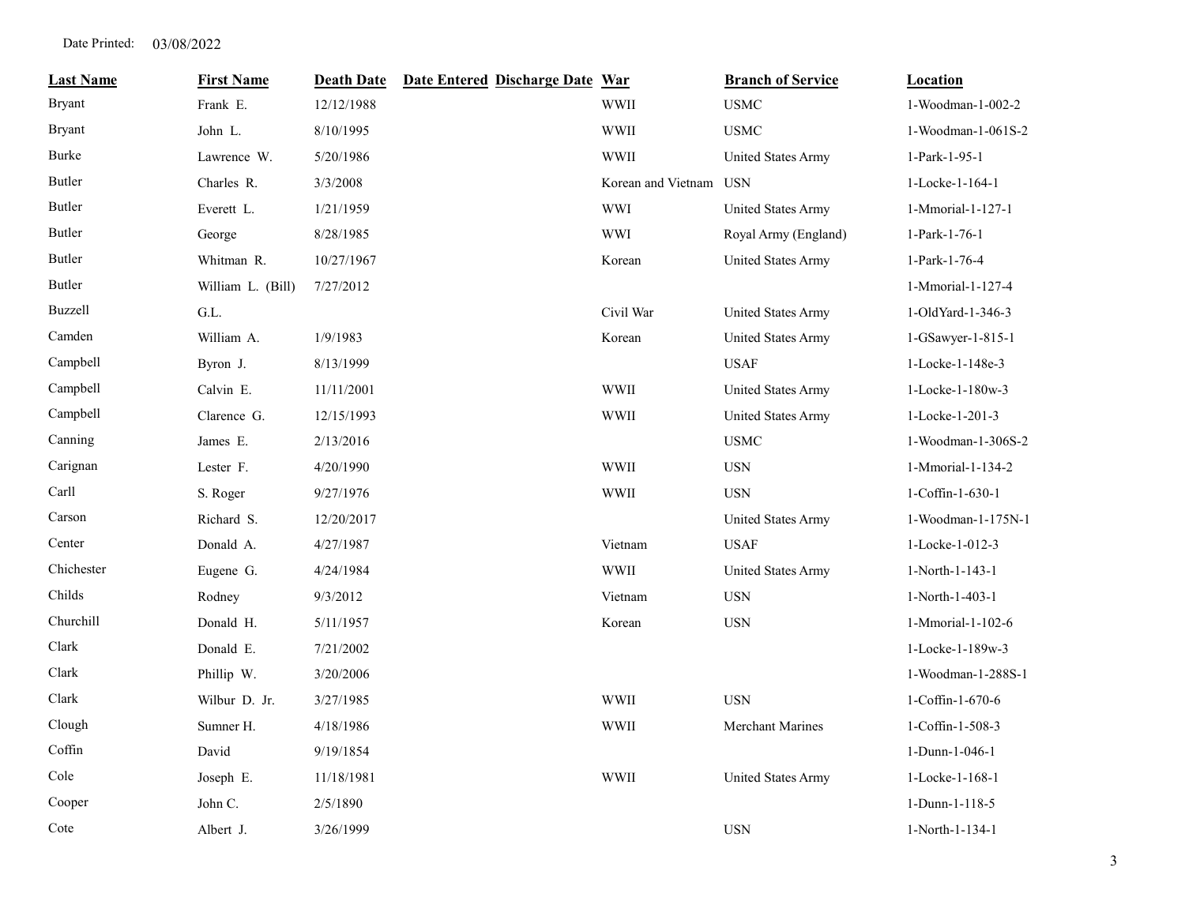Date Printed: 03/08/2022

| Last Name | First Name | Death Date | Date Entered | Discharge Date | War | Branch of Service | Location |
|---|---|---|---|---|---|---|---|
| Bryant | Frank E. | 12/12/1988 | | | WWII | USMC | 1-Woodman-1-002-2 |
| Bryant | John L. | 8/10/1995 | | | WWII | USMC | 1-Woodman-1-061S-2 |
| Burke | Lawrence W. | 5/20/1986 | | | WWII | United States Army | 1-Park-1-95-1 |
| Butler | Charles R. | 3/3/2008 | | | Korean and Vietnam | USN | 1-Locke-1-164-1 |
| Butler | Everett L. | 1/21/1959 | | | WWI | United States Army | 1-Mmorial-1-127-1 |
| Butler | George | 8/28/1985 | | | WWI | Royal Army (England) | 1-Park-1-76-1 |
| Butler | Whitman R. | 10/27/1967 | | | Korean | United States Army | 1-Park-1-76-4 |
| Butler | William L. (Bill) | 7/27/2012 | | | | | 1-Mmorial-1-127-4 |
| Buzzell | G.L. | | | | Civil War | United States Army | 1-OldYard-1-346-3 |
| Camden | William A. | 1/9/1983 | | | Korean | United States Army | 1-GSawyer-1-815-1 |
| Campbell | Byron J. | 8/13/1999 | | | | USAF | 1-Locke-1-148e-3 |
| Campbell | Calvin E. | 11/11/2001 | | | WWII | United States Army | 1-Locke-1-180w-3 |
| Campbell | Clarence G. | 12/15/1993 | | | WWII | United States Army | 1-Locke-1-201-3 |
| Canning | James E. | 2/13/2016 | | | | USMC | 1-Woodman-1-306S-2 |
| Carignan | Lester F. | 4/20/1990 | | | WWII | USN | 1-Mmorial-1-134-2 |
| Carll | S. Roger | 9/27/1976 | | | WWII | USN | 1-Coffin-1-630-1 |
| Carson | Richard S. | 12/20/2017 | | | | United States Army | 1-Woodman-1-175N-1 |
| Center | Donald A. | 4/27/1987 | | | Vietnam | USAF | 1-Locke-1-012-3 |
| Chichester | Eugene G. | 4/24/1984 | | | WWII | United States Army | 1-North-1-143-1 |
| Childs | Rodney | 9/3/2012 | | | Vietnam | USN | 1-North-1-403-1 |
| Churchill | Donald H. | 5/11/1957 | | | Korean | USN | 1-Mmorial-1-102-6 |
| Clark | Donald E. | 7/21/2002 | | | | | 1-Locke-1-189w-3 |
| Clark | Phillip W. | 3/20/2006 | | | | | 1-Woodman-1-288S-1 |
| Clark | Wilbur D. Jr. | 3/27/1985 | | | WWII | USN | 1-Coffin-1-670-6 |
| Clough | Sumner H. | 4/18/1986 | | | WWII | Merchant Marines | 1-Coffin-1-508-3 |
| Coffin | David | 9/19/1854 | | | | | 1-Dunn-1-046-1 |
| Cole | Joseph E. | 11/18/1981 | | | WWII | United States Army | 1-Locke-1-168-1 |
| Cooper | John C. | 2/5/1890 | | | | | 1-Dunn-1-118-5 |
| Cote | Albert J. | 3/26/1999 | | | | USN | 1-North-1-134-1 |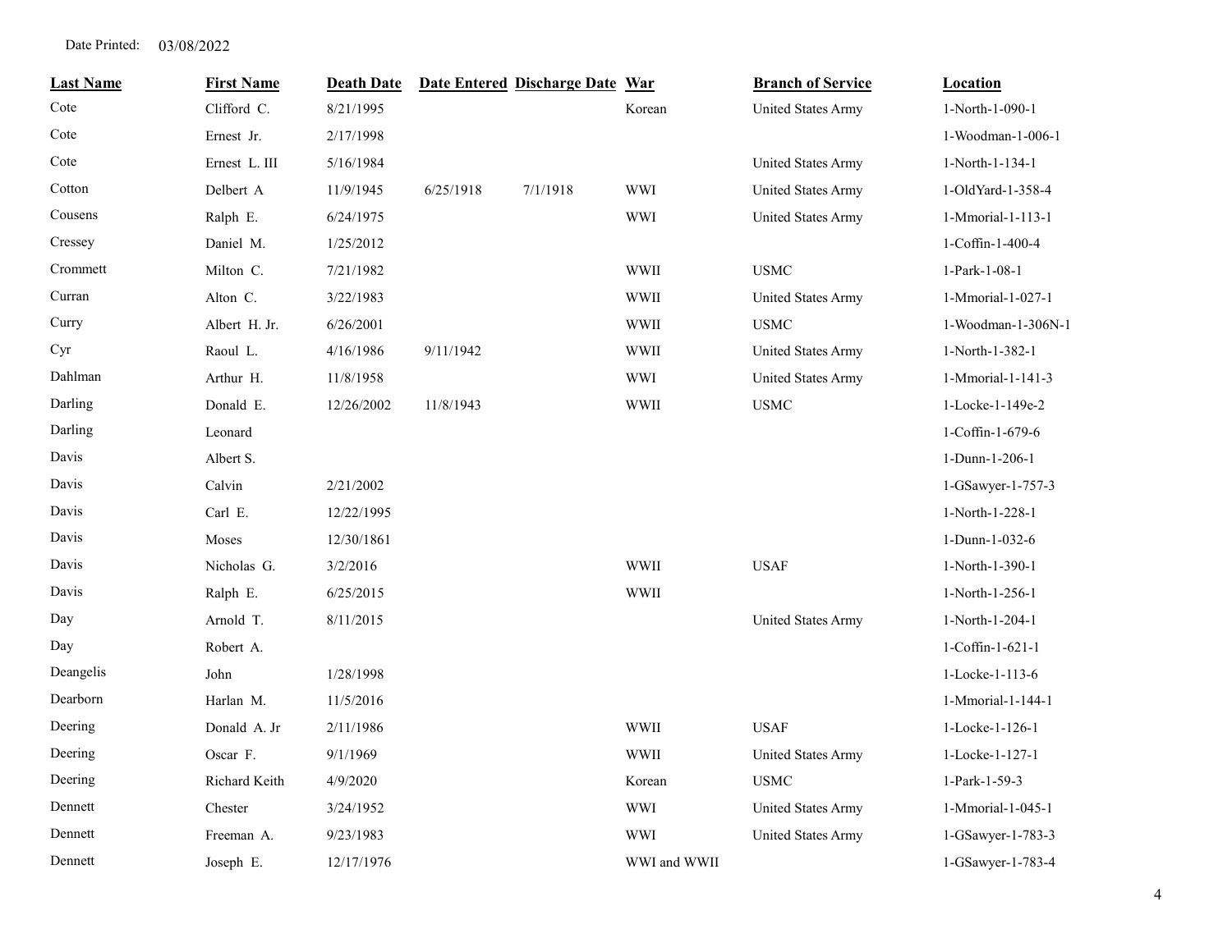Date Printed: 03/08/2022

| Last Name | First Name | Death Date | Date Entered | Discharge Date | War | Branch of Service | Location |
|---|---|---|---|---|---|---|---|
| Cote | Clifford C. | 8/21/1995 | | | Korean | United States Army | 1-North-1-090-1 |
| Cote | Ernest Jr. | 2/17/1998 | | | | | 1-Woodman-1-006-1 |
| Cote | Ernest L. III | 5/16/1984 | | | | United States Army | 1-North-1-134-1 |
| Cotton | Delbert A | 11/9/1945 | 6/25/1918 | 7/1/1918 | WWI | United States Army | 1-OldYard-1-358-4 |
| Cousens | Ralph E. | 6/24/1975 | | | WWI | United States Army | 1-Mmorial-1-113-1 |
| Cressey | Daniel M. | 1/25/2012 | | | | | 1-Coffin-1-400-4 |
| Crommett | Milton C. | 7/21/1982 | | | WWII | USMC | 1-Park-1-08-1 |
| Curran | Alton C. | 3/22/1983 | | | WWII | United States Army | 1-Mmorial-1-027-1 |
| Curry | Albert H. Jr. | 6/26/2001 | | | WWII | USMC | 1-Woodman-1-306N-1 |
| Cyr | Raoul L. | 4/16/1986 | 9/11/1942 | | WWII | United States Army | 1-North-1-382-1 |
| Dahlman | Arthur H. | 11/8/1958 | | | WWI | United States Army | 1-Mmorial-1-141-3 |
| Darling | Donald E. | 12/26/2002 | 11/8/1943 | | WWII | USMC | 1-Locke-1-149e-2 |
| Darling | Leonard | | | | | | 1-Coffin-1-679-6 |
| Davis | Albert S. | | | | | | 1-Dunn-1-206-1 |
| Davis | Calvin | 2/21/2002 | | | | | 1-GSawyer-1-757-3 |
| Davis | Carl E. | 12/22/1995 | | | | | 1-North-1-228-1 |
| Davis | Moses | 12/30/1861 | | | | | 1-Dunn-1-032-6 |
| Davis | Nicholas G. | 3/2/2016 | | | WWII | USAF | 1-North-1-390-1 |
| Davis | Ralph E. | 6/25/2015 | | | WWII | | 1-North-1-256-1 |
| Day | Arnold T. | 8/11/2015 | | | | United States Army | 1-North-1-204-1 |
| Day | Robert A. | | | | | | 1-Coffin-1-621-1 |
| Deangelis | John | 1/28/1998 | | | | | 1-Locke-1-113-6 |
| Dearborn | Harlan M. | 11/5/2016 | | | | | 1-Mmorial-1-144-1 |
| Deering | Donald A. Jr | 2/11/1986 | | | WWII | USAF | 1-Locke-1-126-1 |
| Deering | Oscar F. | 9/1/1969 | | | WWII | United States Army | 1-Locke-1-127-1 |
| Deering | Richard Keith | 4/9/2020 | | | Korean | USMC | 1-Park-1-59-3 |
| Dennett | Chester | 3/24/1952 | | | WWI | United States Army | 1-Mmorial-1-045-1 |
| Dennett | Freeman A. | 9/23/1983 | | | WWI | United States Army | 1-GSawyer-1-783-3 |
| Dennett | Joseph E. | 12/17/1976 | | | WWI and WWII | | 1-GSawyer-1-783-4 |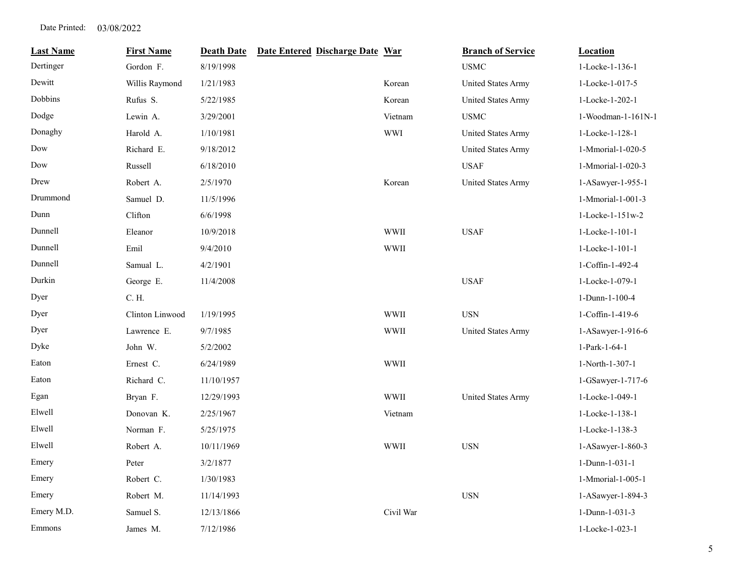Date Printed: 03/08/2022

| Last Name | First Name | Death Date | Date Entered | Discharge Date | War | Branch of Service | Location |
|---|---|---|---|---|---|---|---|
| Dertinger | Gordon F. | 8/19/1998 | | | | USMC | 1-Locke-1-136-1 |
| Dewitt | Willis Raymond | 1/21/1983 | | | Korean | United States Army | 1-Locke-1-017-5 |
| Dobbins | Rufus S. | 5/22/1985 | | | Korean | United States Army | 1-Locke-1-202-1 |
| Dodge | Lewin A. | 3/29/2001 | | | Vietnam | USMC | 1-Woodman-1-161N-1 |
| Donaghy | Harold A. | 1/10/1981 | | | WWI | United States Army | 1-Locke-1-128-1 |
| Dow | Richard E. | 9/18/2012 | | | | United States Army | 1-Mmorial-1-020-5 |
| Dow | Russell | 6/18/2010 | | | | USAF | 1-Mmorial-1-020-3 |
| Drew | Robert A. | 2/5/1970 | | | Korean | United States Army | 1-ASawyer-1-955-1 |
| Drummond | Samuel D. | 11/5/1996 | | | | | 1-Mmorial-1-001-3 |
| Dunn | Clifton | 6/6/1998 | | | | | 1-Locke-1-151w-2 |
| Dunnell | Eleanor | 10/9/2018 | | | WWII | USAF | 1-Locke-1-101-1 |
| Dunnell | Emil | 9/4/2010 | | | WWII | | 1-Locke-1-101-1 |
| Dunnell | Samual L. | 4/2/1901 | | | | | 1-Coffin-1-492-4 |
| Durkin | George E. | 11/4/2008 | | | | USAF | 1-Locke-1-079-1 |
| Dyer | C. H. | | | | | | 1-Dunn-1-100-4 |
| Dyer | Clinton Linwood | 1/19/1995 | | | WWII | USN | 1-Coffin-1-419-6 |
| Dyer | Lawrence E. | 9/7/1985 | | | WWII | United States Army | 1-ASawyer-1-916-6 |
| Dyke | John W. | 5/2/2002 | | | | | 1-Park-1-64-1 |
| Eaton | Ernest C. | 6/24/1989 | | | WWII | | 1-North-1-307-1 |
| Eaton | Richard C. | 11/10/1957 | | | | | 1-GSawyer-1-717-6 |
| Egan | Bryan F. | 12/29/1993 | | | WWII | United States Army | 1-Locke-1-049-1 |
| Elwell | Donovan K. | 2/25/1967 | | | Vietnam | | 1-Locke-1-138-1 |
| Elwell | Norman F. | 5/25/1975 | | | | | 1-Locke-1-138-3 |
| Elwell | Robert A. | 10/11/1969 | | | WWII | USN | 1-ASawyer-1-860-3 |
| Emery | Peter | 3/2/1877 | | | | | 1-Dunn-1-031-1 |
| Emery | Robert C. | 1/30/1983 | | | | | 1-Mmorial-1-005-1 |
| Emery | Robert M. | 11/14/1993 | | | | USN | 1-ASawyer-1-894-3 |
| Emery M.D. | Samuel S. | 12/13/1866 | | | Civil War | | 1-Dunn-1-031-3 |
| Emmons | James M. | 7/12/1986 | | | | | 1-Locke-1-023-1 |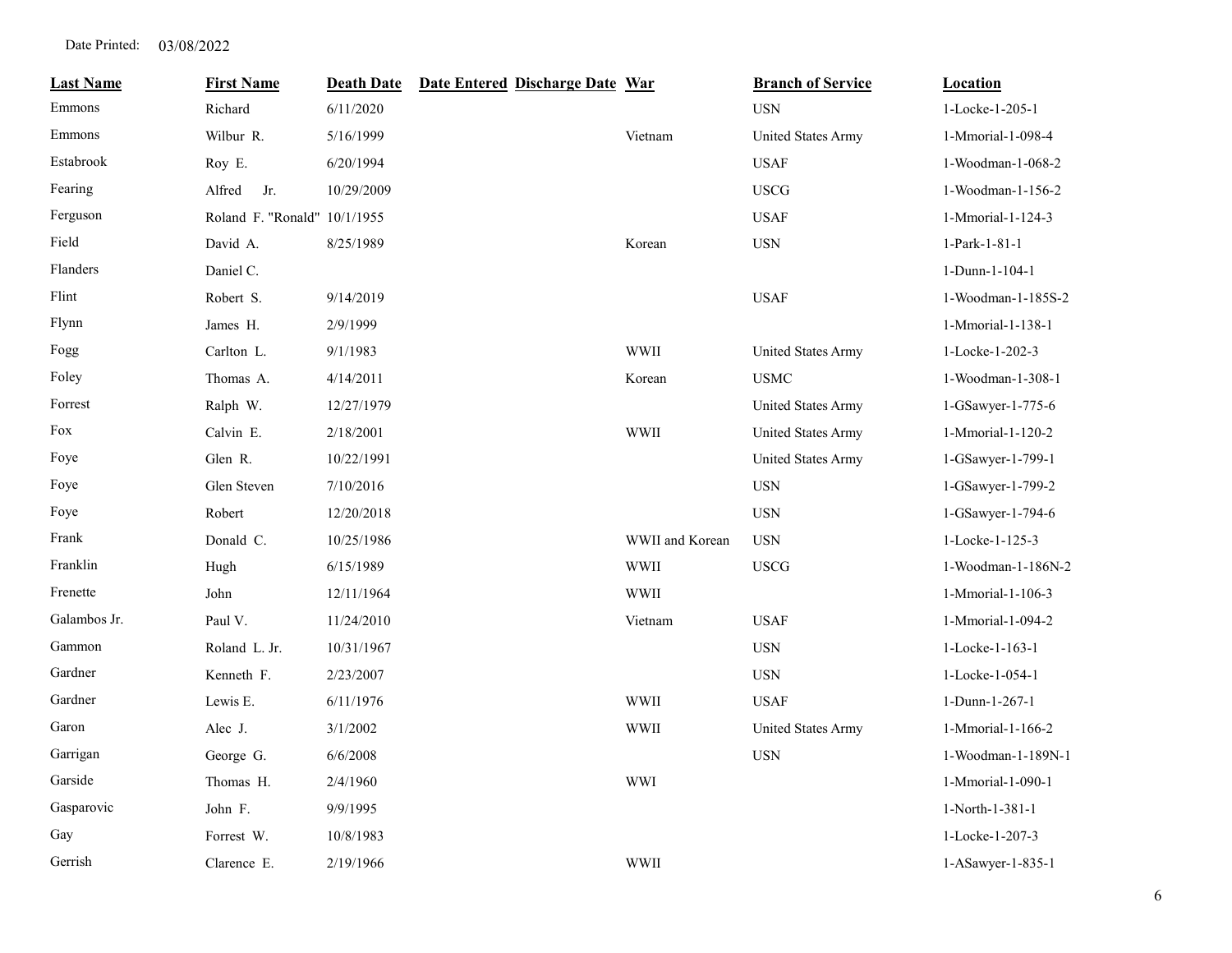Date Printed: 03/08/2022

| Last Name | First Name | Death Date | Date Entered | Discharge Date | War | Branch of Service | Location |
|---|---|---|---|---|---|---|---|
| Emmons | Richard | 6/11/2020 | | | | USN | 1-Locke-1-205-1 |
| Emmons | Wilbur R. | 5/16/1999 | | | Vietnam | United States Army | 1-Mmorial-1-098-4 |
| Estabrook | Roy E. | 6/20/1994 | | | | USAF | 1-Woodman-1-068-2 |
| Fearing | Alfred Jr. | 10/29/2009 | | | | USCG | 1-Woodman-1-156-2 |
| Ferguson | Roland F. "Ronald" | 10/1/1955 | | | | USAF | 1-Mmorial-1-124-3 |
| Field | David A. | 8/25/1989 | | | Korean | USN | 1-Park-1-81-1 |
| Flanders | Daniel C. | | | | | | 1-Dunn-1-104-1 |
| Flint | Robert S. | 9/14/2019 | | | | USAF | 1-Woodman-1-185S-2 |
| Flynn | James H. | 2/9/1999 | | | | | 1-Mmorial-1-138-1 |
| Fogg | Carlton L. | 9/1/1983 | | | WWII | United States Army | 1-Locke-1-202-3 |
| Foley | Thomas A. | 4/14/2011 | | | Korean | USMC | 1-Woodman-1-308-1 |
| Forrest | Ralph W. | 12/27/1979 | | | | United States Army | 1-GSawyer-1-775-6 |
| Fox | Calvin E. | 2/18/2001 | | | WWII | United States Army | 1-Mmorial-1-120-2 |
| Foye | Glen R. | 10/22/1991 | | | | United States Army | 1-GSawyer-1-799-1 |
| Foye | Glen Steven | 7/10/2016 | | | | USN | 1-GSawyer-1-799-2 |
| Foye | Robert | 12/20/2018 | | | | USN | 1-GSawyer-1-794-6 |
| Frank | Donald C. | 10/25/1986 | | | WWII and Korean | USN | 1-Locke-1-125-3 |
| Franklin | Hugh | 6/15/1989 | | | WWII | USCG | 1-Woodman-1-186N-2 |
| Frenette | John | 12/11/1964 | | | WWII | | 1-Mmorial-1-106-3 |
| Galambos Jr. | Paul V. | 11/24/2010 | | | Vietnam | USAF | 1-Mmorial-1-094-2 |
| Gammon | Roland L. Jr. | 10/31/1967 | | | | USN | 1-Locke-1-163-1 |
| Gardner | Kenneth F. | 2/23/2007 | | | | USN | 1-Locke-1-054-1 |
| Gardner | Lewis E. | 6/11/1976 | | | WWII | USAF | 1-Dunn-1-267-1 |
| Garon | Alec J. | 3/1/2002 | | | WWII | United States Army | 1-Mmorial-1-166-2 |
| Garrigan | George G. | 6/6/2008 | | | | USN | 1-Woodman-1-189N-1 |
| Garside | Thomas H. | 2/4/1960 | | | WWI | | 1-Mmorial-1-090-1 |
| Gasparovic | John F. | 9/9/1995 | | | | | 1-North-1-381-1 |
| Gay | Forrest W. | 10/8/1983 | | | | | 1-Locke-1-207-3 |
| Gerrish | Clarence E. | 2/19/1966 | | | WWII | | 1-ASawyer-1-835-1 |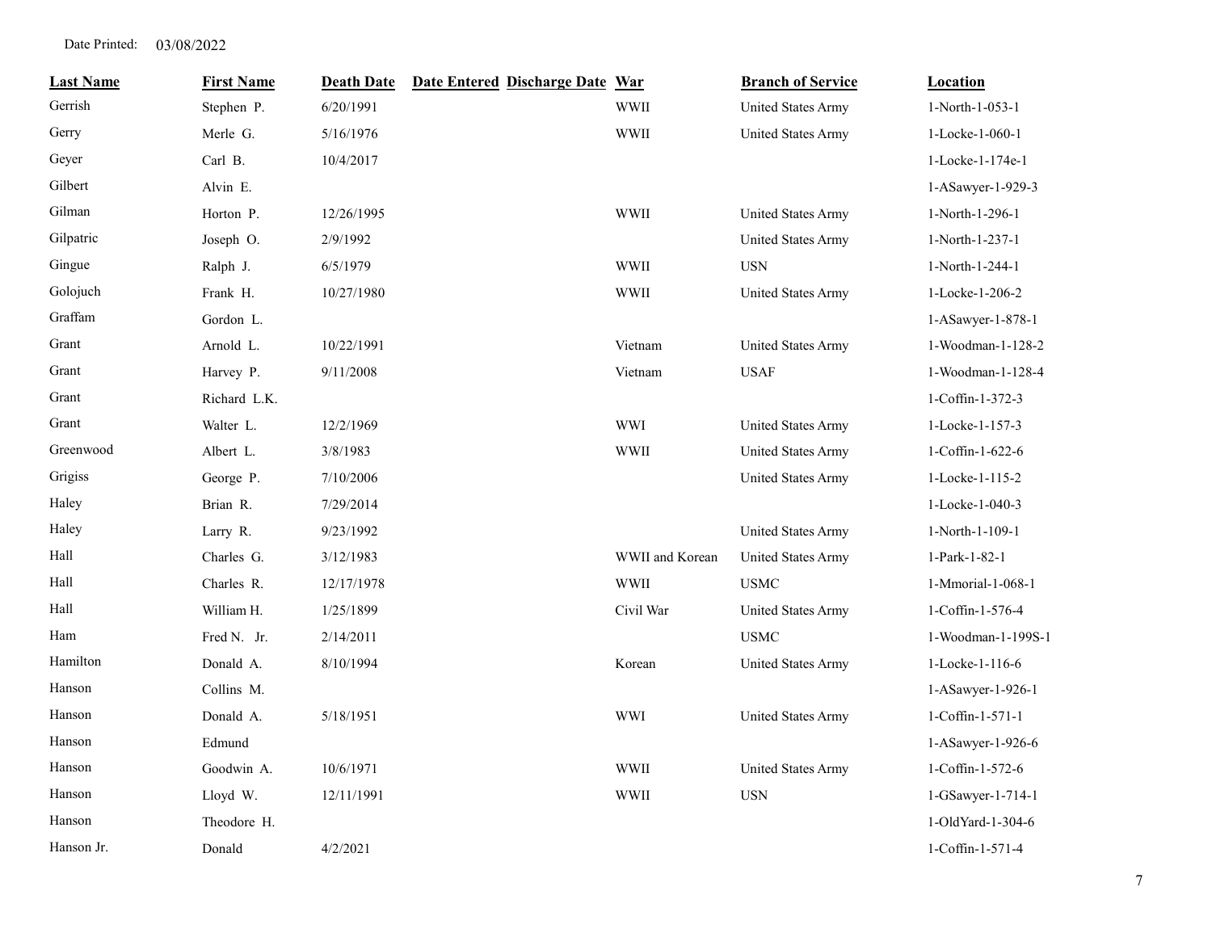Date Printed: 03/08/2022

| Last Name | First Name | Death Date | Date Entered | Discharge Date | War | Branch of Service | Location |
|---|---|---|---|---|---|---|---|
| Gerrish | Stephen P. | 6/20/1991 | | | WWII | United States Army | 1-North-1-053-1 |
| Gerry | Merle G. | 5/16/1976 | | | WWII | United States Army | 1-Locke-1-060-1 |
| Geyer | Carl B. | 10/4/2017 | | | | | 1-Locke-1-174e-1 |
| Gilbert | Alvin E. | | | | | | 1-ASawyer-1-929-3 |
| Gilman | Horton P. | 12/26/1995 | | | WWII | United States Army | 1-North-1-296-1 |
| Gilpatric | Joseph O. | 2/9/1992 | | | | United States Army | 1-North-1-237-1 |
| Gingue | Ralph J. | 6/5/1979 | | | WWII | USN | 1-North-1-244-1 |
| Golojuch | Frank H. | 10/27/1980 | | | WWII | United States Army | 1-Locke-1-206-2 |
| Graffam | Gordon L. | | | | | | 1-ASawyer-1-878-1 |
| Grant | Arnold L. | 10/22/1991 | | | Vietnam | United States Army | 1-Woodman-1-128-2 |
| Grant | Harvey P. | 9/11/2008 | | | Vietnam | USAF | 1-Woodman-1-128-4 |
| Grant | Richard L.K. | | | | | | 1-Coffin-1-372-3 |
| Grant | Walter L. | 12/2/1969 | | | WWI | United States Army | 1-Locke-1-157-3 |
| Greenwood | Albert L. | 3/8/1983 | | | WWII | United States Army | 1-Coffin-1-622-6 |
| Grigiss | George P. | 7/10/2006 | | | | United States Army | 1-Locke-1-115-2 |
| Haley | Brian R. | 7/29/2014 | | | | | 1-Locke-1-040-3 |
| Haley | Larry R. | 9/23/1992 | | | | United States Army | 1-North-1-109-1 |
| Hall | Charles G. | 3/12/1983 | | | WWII and Korean | United States Army | 1-Park-1-82-1 |
| Hall | Charles R. | 12/17/1978 | | | WWII | USMC | 1-Mmorial-1-068-1 |
| Hall | William H. | 1/25/1899 | | | Civil War | United States Army | 1-Coffin-1-576-4 |
| Ham | Fred N. Jr. | 2/14/2011 | | | | USMC | 1-Woodman-1-199S-1 |
| Hamilton | Donald A. | 8/10/1994 | | | Korean | United States Army | 1-Locke-1-116-6 |
| Hanson | Collins M. | | | | | | 1-ASawyer-1-926-1 |
| Hanson | Donald A. | 5/18/1951 | | | WWI | United States Army | 1-Coffin-1-571-1 |
| Hanson | Edmund | | | | | | 1-ASawyer-1-926-6 |
| Hanson | Goodwin A. | 10/6/1971 | | | WWII | United States Army | 1-Coffin-1-572-6 |
| Hanson | Lloyd W. | 12/11/1991 | | | WWII | USN | 1-GSawyer-1-714-1 |
| Hanson | Theodore H. | | | | | | 1-OldYard-1-304-6 |
| Hanson Jr. | Donald | 4/2/2021 | | | | | 1-Coffin-1-571-4 |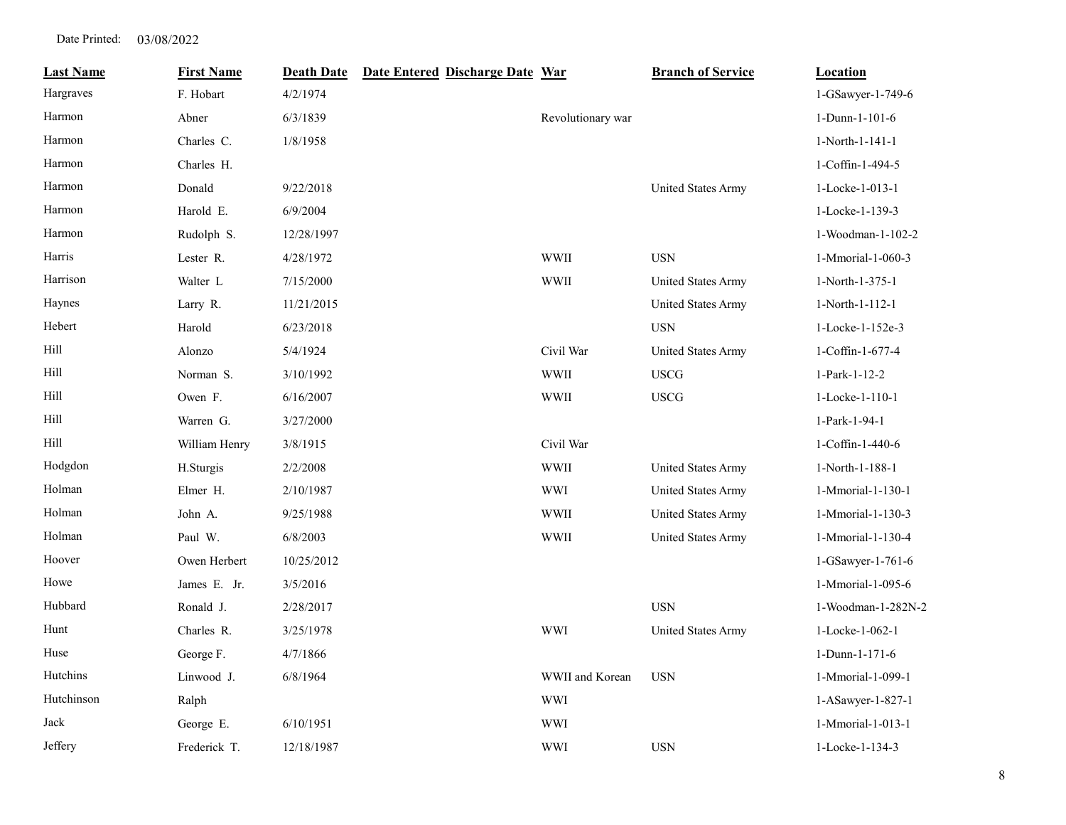Date Printed: 03/08/2022

| Last Name | First Name | Death Date | Date Entered | Discharge Date | War | Branch of Service | Location |
|---|---|---|---|---|---|---|---|
| Hargraves | F. Hobart | 4/2/1974 | | | | | 1-GSawyer-1-749-6 |
| Harmon | Abner | 6/3/1839 | | | Revolutionary war | | 1-Dunn-1-101-6 |
| Harmon | Charles C. | 1/8/1958 | | | | | 1-North-1-141-1 |
| Harmon | Charles H. | | | | | | 1-Coffin-1-494-5 |
| Harmon | Donald | 9/22/2018 | | | | United States Army | 1-Locke-1-013-1 |
| Harmon | Harold E. | 6/9/2004 | | | | | 1-Locke-1-139-3 |
| Harmon | Rudolph S. | 12/28/1997 | | | | | 1-Woodman-1-102-2 |
| Harris | Lester R. | 4/28/1972 | | | WWII | USN | 1-Mmorial-1-060-3 |
| Harrison | Walter L | 7/15/2000 | | | WWII | United States Army | 1-North-1-375-1 |
| Haynes | Larry R. | 11/21/2015 | | | | United States Army | 1-North-1-112-1 |
| Hebert | Harold | 6/23/2018 | | | | USN | 1-Locke-1-152e-3 |
| Hill | Alonzo | 5/4/1924 | | | Civil War | United States Army | 1-Coffin-1-677-4 |
| Hill | Norman S. | 3/10/1992 | | | WWII | USCG | 1-Park-1-12-2 |
| Hill | Owen F. | 6/16/2007 | | | WWII | USCG | 1-Locke-1-110-1 |
| Hill | Warren G. | 3/27/2000 | | | | | 1-Park-1-94-1 |
| Hill | William Henry | 3/8/1915 | | | Civil War | | 1-Coffin-1-440-6 |
| Hodgdon | H.Sturgis | 2/2/2008 | | | WWII | United States Army | 1-North-1-188-1 |
| Holman | Elmer H. | 2/10/1987 | | | WWI | United States Army | 1-Mmorial-1-130-1 |
| Holman | John A. | 9/25/1988 | | | WWII | United States Army | 1-Mmorial-1-130-3 |
| Holman | Paul W. | 6/8/2003 | | | WWII | United States Army | 1-Mmorial-1-130-4 |
| Hoover | Owen Herbert | 10/25/2012 | | | | | 1-GSawyer-1-761-6 |
| Howe | James E. Jr. | 3/5/2016 | | | | | 1-Mmorial-1-095-6 |
| Hubbard | Ronald J. | 2/28/2017 | | | | USN | 1-Woodman-1-282N-2 |
| Hunt | Charles R. | 3/25/1978 | | | WWI | United States Army | 1-Locke-1-062-1 |
| Huse | George F. | 4/7/1866 | | | | | 1-Dunn-1-171-6 |
| Hutchins | Linwood J. | 6/8/1964 | | | WWII and Korean | USN | 1-Mmorial-1-099-1 |
| Hutchinson | Ralph | | | | WWI | | 1-ASawyer-1-827-1 |
| Jack | George E. | 6/10/1951 | | | WWI | | 1-Mmorial-1-013-1 |
| Jeffery | Frederick T. | 12/18/1987 | | | WWI | USN | 1-Locke-1-134-3 |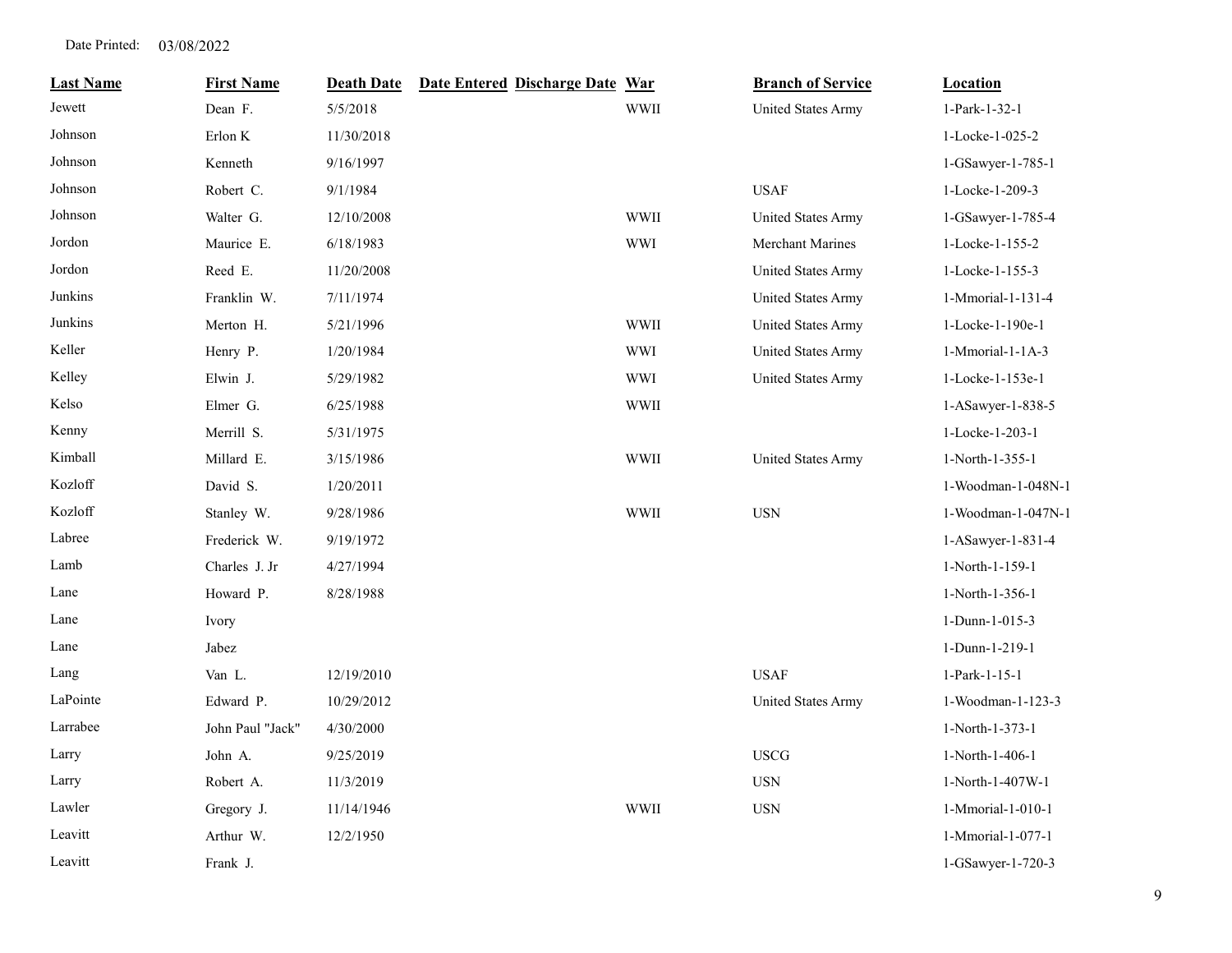Date Printed: 03/08/2022

| Last Name | First Name | Death Date | Date Entered | Discharge Date | War | Branch of Service | Location |
|---|---|---|---|---|---|---|---|
| Jewett | Dean F. | 5/5/2018 | | | WWII | United States Army | 1-Park-1-32-1 |
| Johnson | Erlon K | 11/30/2018 | | | | | 1-Locke-1-025-2 |
| Johnson | Kenneth | 9/16/1997 | | | | | 1-GSawyer-1-785-1 |
| Johnson | Robert C. | 9/1/1984 | | | | USAF | 1-Locke-1-209-3 |
| Johnson | Walter G. | 12/10/2008 | | | WWII | United States Army | 1-GSawyer-1-785-4 |
| Jordon | Maurice E. | 6/18/1983 | | | WWI | Merchant Marines | 1-Locke-1-155-2 |
| Jordon | Reed E. | 11/20/2008 | | | | United States Army | 1-Locke-1-155-3 |
| Junkins | Franklin W. | 7/11/1974 | | | | United States Army | 1-Mmorial-1-131-4 |
| Junkins | Merton H. | 5/21/1996 | | | WWII | United States Army | 1-Locke-1-190e-1 |
| Keller | Henry P. | 1/20/1984 | | | WWI | United States Army | 1-Mmorial-1-1A-3 |
| Kelley | Elwin J. | 5/29/1982 | | | WWI | United States Army | 1-Locke-1-153e-1 |
| Kelso | Elmer G. | 6/25/1988 | | | WWII | | 1-ASawyer-1-838-5 |
| Kenny | Merrill S. | 5/31/1975 | | | | | 1-Locke-1-203-1 |
| Kimball | Millard E. | 3/15/1986 | | | WWII | United States Army | 1-North-1-355-1 |
| Kozloff | David S. | 1/20/2011 | | | | | 1-Woodman-1-048N-1 |
| Kozloff | Stanley W. | 9/28/1986 | | | WWII | USN | 1-Woodman-1-047N-1 |
| Labree | Frederick W. | 9/19/1972 | | | | | 1-ASawyer-1-831-4 |
| Lamb | Charles J. Jr | 4/27/1994 | | | | | 1-North-1-159-1 |
| Lane | Howard P. | 8/28/1988 | | | | | 1-North-1-356-1 |
| Lane | Ivory | | | | | | 1-Dunn-1-015-3 |
| Lane | Jabez | | | | | | 1-Dunn-1-219-1 |
| Lang | Van L. | 12/19/2010 | | | | USAF | 1-Park-1-15-1 |
| LaPointe | Edward P. | 10/29/2012 | | | | United States Army | 1-Woodman-1-123-3 |
| Larrabee | John Paul "Jack" | 4/30/2000 | | | | | 1-North-1-373-1 |
| Larry | John A. | 9/25/2019 | | | | USCG | 1-North-1-406-1 |
| Larry | Robert A. | 11/3/2019 | | | | USN | 1-North-1-407W-1 |
| Lawler | Gregory J. | 11/14/1946 | | | WWII | USN | 1-Mmorial-1-010-1 |
| Leavitt | Arthur W. | 12/2/1950 | | | | | 1-Mmorial-1-077-1 |
| Leavitt | Frank J. | | | | | | 1-GSawyer-1-720-3 |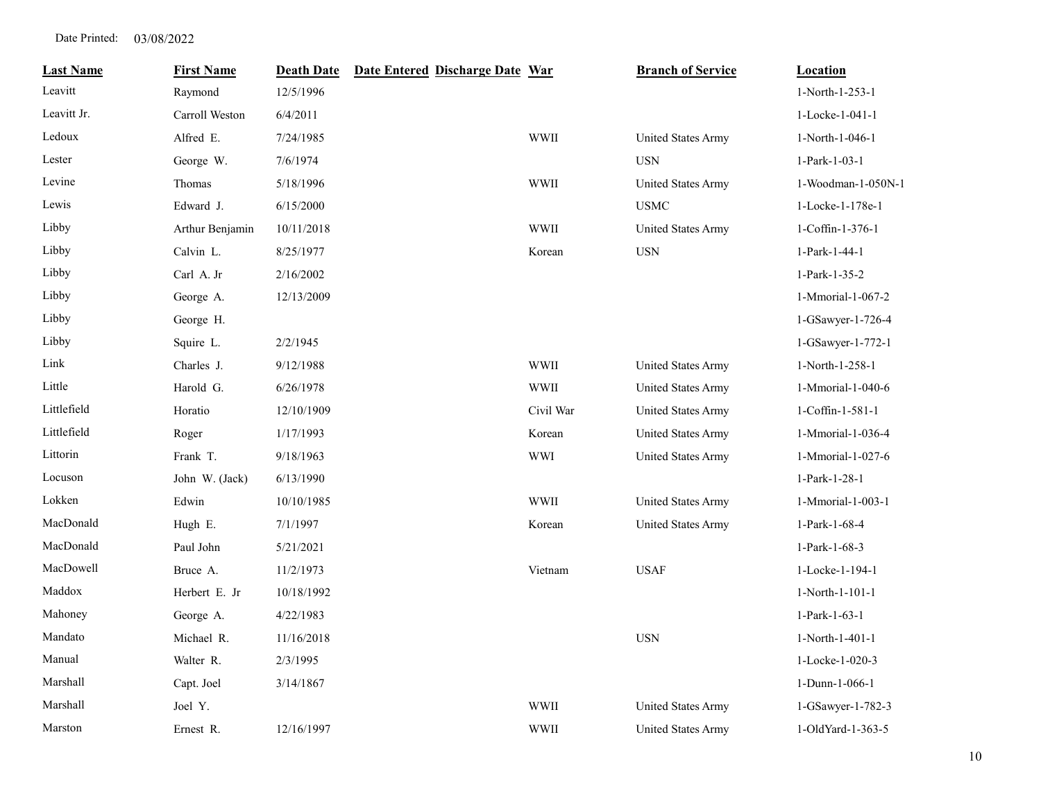Date Printed: 03/08/2022

| Last Name | First Name | Death Date | Date Entered | Discharge Date | War | Branch of Service | Location |
|---|---|---|---|---|---|---|---|
| Leavitt | Raymond | 12/5/1996 | | | | | 1-North-1-253-1 |
| Leavitt Jr. | Carroll Weston | 6/4/2011 | | | | | 1-Locke-1-041-1 |
| Ledoux | Alfred E. | 7/24/1985 | | | WWII | United States Army | 1-North-1-046-1 |
| Lester | George W. | 7/6/1974 | | | | USN | 1-Park-1-03-1 |
| Levine | Thomas | 5/18/1996 | | | WWII | United States Army | 1-Woodman-1-050N-1 |
| Lewis | Edward J. | 6/15/2000 | | | | USMC | 1-Locke-1-178e-1 |
| Libby | Arthur Benjamin | 10/11/2018 | | | WWII | United States Army | 1-Coffin-1-376-1 |
| Libby | Calvin L. | 8/25/1977 | | | Korean | USN | 1-Park-1-44-1 |
| Libby | Carl A. Jr | 2/16/2002 | | | | | 1-Park-1-35-2 |
| Libby | George A. | 12/13/2009 | | | | | 1-Mmorial-1-067-2 |
| Libby | George H. | | | | | | 1-GSawyer-1-726-4 |
| Libby | Squire L. | 2/2/1945 | | | | | 1-GSawyer-1-772-1 |
| Link | Charles J. | 9/12/1988 | | | WWII | United States Army | 1-North-1-258-1 |
| Little | Harold G. | 6/26/1978 | | | WWII | United States Army | 1-Mmorial-1-040-6 |
| Littlefield | Horatio | 12/10/1909 | | | Civil War | United States Army | 1-Coffin-1-581-1 |
| Littlefield | Roger | 1/17/1993 | | | Korean | United States Army | 1-Mmorial-1-036-4 |
| Littorin | Frank T. | 9/18/1963 | | | WWI | United States Army | 1-Mmorial-1-027-6 |
| Locuson | John W. (Jack) | 6/13/1990 | | | | | 1-Park-1-28-1 |
| Lokken | Edwin | 10/10/1985 | | | WWII | United States Army | 1-Mmorial-1-003-1 |
| MacDonald | Hugh E. | 7/1/1997 | | | Korean | United States Army | 1-Park-1-68-4 |
| MacDonald | Paul John | 5/21/2021 | | | | | 1-Park-1-68-3 |
| MacDowell | Bruce A. | 11/2/1973 | | | Vietnam | USAF | 1-Locke-1-194-1 |
| Maddox | Herbert E. Jr | 10/18/1992 | | | | | 1-North-1-101-1 |
| Mahoney | George A. | 4/22/1983 | | | | | 1-Park-1-63-1 |
| Mandato | Michael R. | 11/16/2018 | | | | USN | 1-North-1-401-1 |
| Manual | Walter R. | 2/3/1995 | | | | | 1-Locke-1-020-3 |
| Marshall | Capt. Joel | 3/14/1867 | | | | | 1-Dunn-1-066-1 |
| Marshall | Joel Y. | | | | WWII | United States Army | 1-GSawyer-1-782-3 |
| Marston | Ernest R. | 12/16/1997 | | | WWII | United States Army | 1-OldYard-1-363-5 |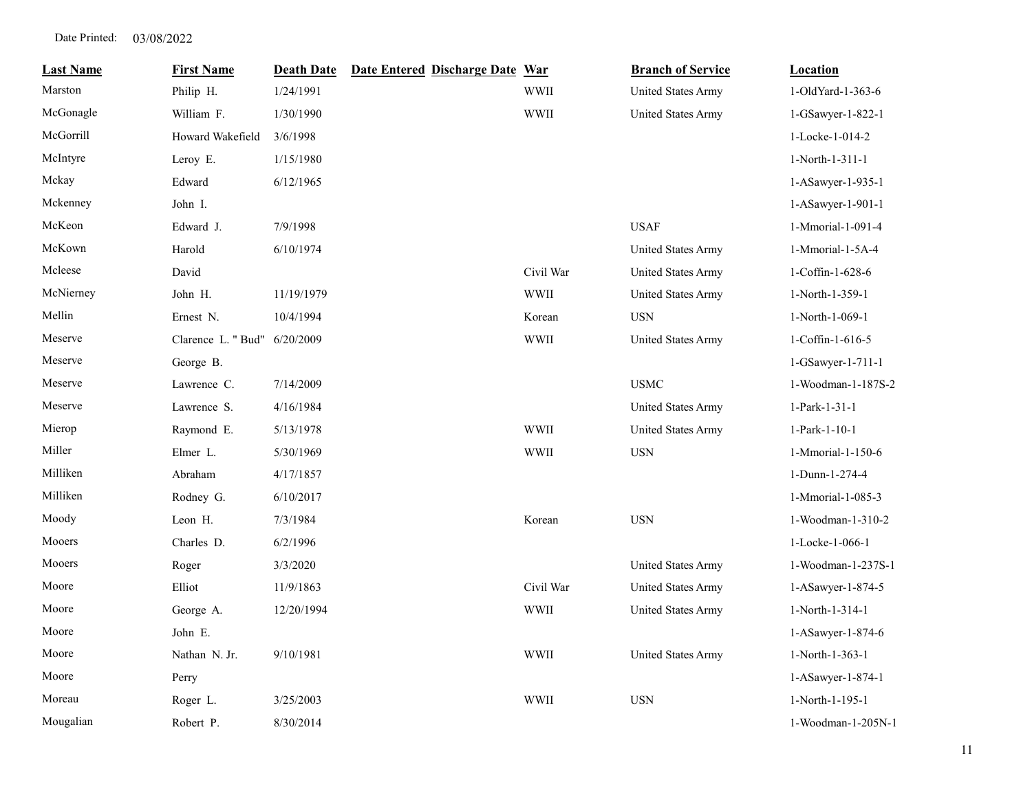Date Printed: 03/08/2022

| Last Name | First Name | Death Date | Date Entered | Discharge Date | War | Branch of Service | Location |
|---|---|---|---|---|---|---|---|
| Marston | Philip H. | 1/24/1991 | | | WWII | United States Army | 1-OldYard-1-363-6 |
| McGonagle | William F. | 1/30/1990 | | | WWII | United States Army | 1-GSawyer-1-822-1 |
| McGorrill | Howard Wakefield | 3/6/1998 | | | | | 1-Locke-1-014-2 |
| McIntyre | Leroy E. | 1/15/1980 | | | | | 1-North-1-311-1 |
| Mckay | Edward | 6/12/1965 | | | | | 1-ASawyer-1-935-1 |
| Mckenney | John I. | | | | | | 1-ASawyer-1-901-1 |
| McKeon | Edward J. | 7/9/1998 | | | | USAF | 1-Mmorial-1-091-4 |
| McKown | Harold | 6/10/1974 | | | | United States Army | 1-Mmorial-1-5A-4 |
| Mcleese | David | | | | Civil War | United States Army | 1-Coffin-1-628-6 |
| McNierney | John H. | 11/19/1979 | | | WWII | United States Army | 1-North-1-359-1 |
| Mellin | Ernest N. | 10/4/1994 | | | Korean | USN | 1-North-1-069-1 |
| Meserve | Clarence L. " Bud" | 6/20/2009 | | | WWII | United States Army | 1-Coffin-1-616-5 |
| Meserve | George B. | | | | | | 1-GSawyer-1-711-1 |
| Meserve | Lawrence C. | 7/14/2009 | | | | USMC | 1-Woodman-1-187S-2 |
| Meserve | Lawrence S. | 4/16/1984 | | | | United States Army | 1-Park-1-31-1 |
| Mierop | Raymond E. | 5/13/1978 | | | WWII | United States Army | 1-Park-1-10-1 |
| Miller | Elmer L. | 5/30/1969 | | | WWII | USN | 1-Mmorial-1-150-6 |
| Milliken | Abraham | 4/17/1857 | | | | | 1-Dunn-1-274-4 |
| Milliken | Rodney G. | 6/10/2017 | | | | | 1-Mmorial-1-085-3 |
| Moody | Leon H. | 7/3/1984 | | | Korean | USN | 1-Woodman-1-310-2 |
| Mooers | Charles D. | 6/2/1996 | | | | | 1-Locke-1-066-1 |
| Mooers | Roger | 3/3/2020 | | | | United States Army | 1-Woodman-1-237S-1 |
| Moore | Elliot | 11/9/1863 | | | Civil War | United States Army | 1-ASawyer-1-874-5 |
| Moore | George A. | 12/20/1994 | | | WWII | United States Army | 1-North-1-314-1 |
| Moore | John E. | | | | | | 1-ASawyer-1-874-6 |
| Moore | Nathan N. Jr. | 9/10/1981 | | | WWII | United States Army | 1-North-1-363-1 |
| Moore | Perry | | | | | | 1-ASawyer-1-874-1 |
| Moreau | Roger L. | 3/25/2003 | | | WWII | USN | 1-North-1-195-1 |
| Mougalian | Robert P. | 8/30/2014 | | | | | 1-Woodman-1-205N-1 |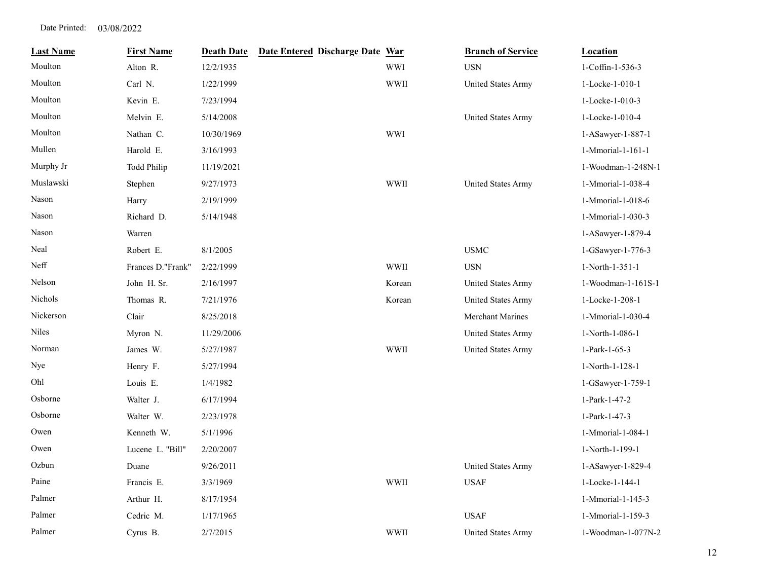Date Printed: 03/08/2022

| Last Name | First Name | Death Date | Date Entered | Discharge Date | War | Branch of Service | Location |
|---|---|---|---|---|---|---|---|
| Moulton | Alton R. | 12/2/1935 | | | WWI | USN | 1-Coffin-1-536-3 |
| Moulton | Carl N. | 1/22/1999 | | | WWII | United States Army | 1-Locke-1-010-1 |
| Moulton | Kevin E. | 7/23/1994 | | | | | 1-Locke-1-010-3 |
| Moulton | Melvin E. | 5/14/2008 | | | | United States Army | 1-Locke-1-010-4 |
| Moulton | Nathan C. | 10/30/1969 | | | WWI | | 1-ASawyer-1-887-1 |
| Mullen | Harold E. | 3/16/1993 | | | | | 1-Mmorial-1-161-1 |
| Murphy Jr | Todd Philip | 11/19/2021 | | | | | 1-Woodman-1-248N-1 |
| Muslawski | Stephen | 9/27/1973 | | | WWII | United States Army | 1-Mmorial-1-038-4 |
| Nason | Harry | 2/19/1999 | | | | | 1-Mmorial-1-018-6 |
| Nason | Richard D. | 5/14/1948 | | | | | 1-Mmorial-1-030-3 |
| Nason | Warren | | | | | | 1-ASawyer-1-879-4 |
| Neal | Robert E. | 8/1/2005 | | | | USMC | 1-GSawyer-1-776-3 |
| Neff | Frances D."Frank" | 2/22/1999 | | | WWII | USN | 1-North-1-351-1 |
| Nelson | John H. Sr. | 2/16/1997 | | | Korean | United States Army | 1-Woodman-1-161S-1 |
| Nichols | Thomas R. | 7/21/1976 | | | Korean | United States Army | 1-Locke-1-208-1 |
| Nickerson | Clair | 8/25/2018 | | | | Merchant Marines | 1-Mmorial-1-030-4 |
| Niles | Myron N. | 11/29/2006 | | | | United States Army | 1-North-1-086-1 |
| Norman | James W. | 5/27/1987 | | | WWII | United States Army | 1-Park-1-65-3 |
| Nye | Henry F. | 5/27/1994 | | | | | 1-North-1-128-1 |
| Ohl | Louis E. | 1/4/1982 | | | | | 1-GSawyer-1-759-1 |
| Osborne | Walter J. | 6/17/1994 | | | | | 1-Park-1-47-2 |
| Osborne | Walter W. | 2/23/1978 | | | | | 1-Park-1-47-3 |
| Owen | Kenneth W. | 5/1/1996 | | | | | 1-Mmorial-1-084-1 |
| Owen | Lucene L. "Bill" | 2/20/2007 | | | | | 1-North-1-199-1 |
| Ozbun | Duane | 9/26/2011 | | | | United States Army | 1-ASawyer-1-829-4 |
| Paine | Francis E. | 3/3/1969 | | | WWII | USAF | 1-Locke-1-144-1 |
| Palmer | Arthur H. | 8/17/1954 | | | | | 1-Mmorial-1-145-3 |
| Palmer | Cedric M. | 1/17/1965 | | | | USAF | 1-Mmorial-1-159-3 |
| Palmer | Cyrus B. | 2/7/2015 | | | WWII | United States Army | 1-Woodman-1-077N-2 |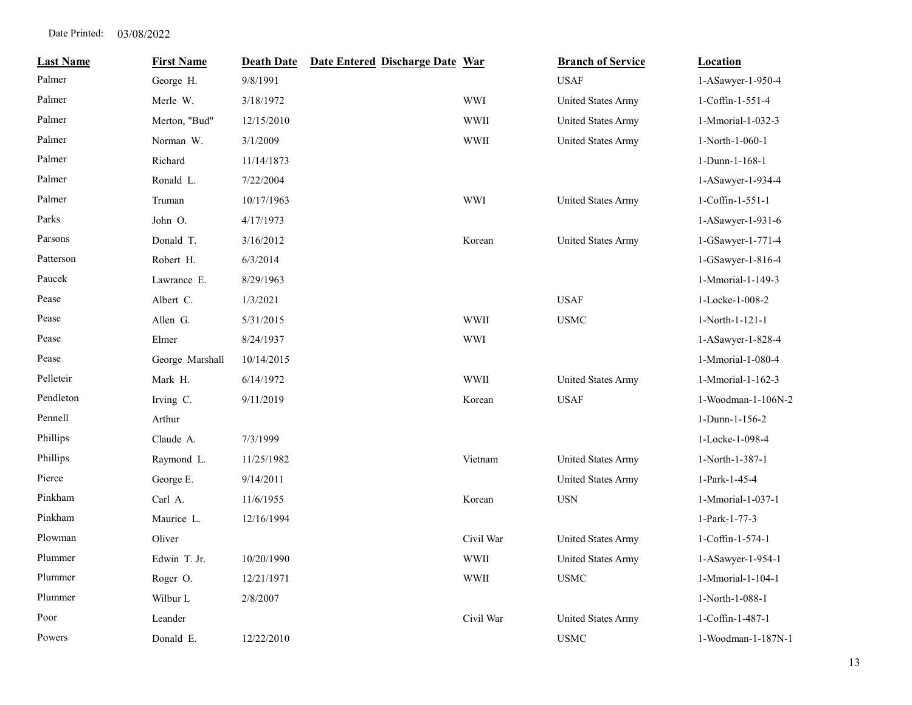Date Printed: 03/08/2022

| Last Name | First Name | Death Date | Date Entered | Discharge Date | War | Branch of Service | Location |
|---|---|---|---|---|---|---|---|
| Palmer | George H. | 9/8/1991 | | | | USAF | 1-ASawyer-1-950-4 |
| Palmer | Merle W. | 3/18/1972 | | | WWI | United States Army | 1-Coffin-1-551-4 |
| Palmer | Merton, "Bud" | 12/15/2010 | | | WWII | United States Army | 1-Mmorial-1-032-3 |
| Palmer | Norman W. | 3/1/2009 | | | WWII | United States Army | 1-North-1-060-1 |
| Palmer | Richard | 11/14/1873 | | | | | 1-Dunn-1-168-1 |
| Palmer | Ronald L. | 7/22/2004 | | | | | 1-ASawyer-1-934-4 |
| Palmer | Truman | 10/17/1963 | | | WWI | United States Army | 1-Coffin-1-551-1 |
| Parks | John O. | 4/17/1973 | | | | | 1-ASawyer-1-931-6 |
| Parsons | Donald T. | 3/16/2012 | | | Korean | United States Army | 1-GSawyer-1-771-4 |
| Patterson | Robert H. | 6/3/2014 | | | | | 1-GSawyer-1-816-4 |
| Paucek | Lawrance E. | 8/29/1963 | | | | | 1-Mmorial-1-149-3 |
| Pease | Albert C. | 1/3/2021 | | | | USAF | 1-Locke-1-008-2 |
| Pease | Allen G. | 5/31/2015 | | | WWII | USMC | 1-North-1-121-1 |
| Pease | Elmer | 8/24/1937 | | | WWI | | 1-ASawyer-1-828-4 |
| Pease | George Marshall | 10/14/2015 | | | | | 1-Mmorial-1-080-4 |
| Pelleteir | Mark H. | 6/14/1972 | | | WWII | United States Army | 1-Mmorial-1-162-3 |
| Pendleton | Irving C. | 9/11/2019 | | | Korean | USAF | 1-Woodman-1-106N-2 |
| Pennell | Arthur | | | | | | 1-Dunn-1-156-2 |
| Phillips | Claude A. | 7/3/1999 | | | | | 1-Locke-1-098-4 |
| Phillips | Raymond L. | 11/25/1982 | | | Vietnam | United States Army | 1-North-1-387-1 |
| Pierce | George E. | 9/14/2011 | | | | United States Army | 1-Park-1-45-4 |
| Pinkham | Carl A. | 11/6/1955 | | | Korean | USN | 1-Mmorial-1-037-1 |
| Pinkham | Maurice L. | 12/16/1994 | | | | | 1-Park-1-77-3 |
| Plowman | Oliver | | | | Civil War | United States Army | 1-Coffin-1-574-1 |
| Plummer | Edwin T. Jr. | 10/20/1990 | | | WWII | United States Army | 1-ASawyer-1-954-1 |
| Plummer | Roger O. | 12/21/1971 | | | WWII | USMC | 1-Mmorial-1-104-1 |
| Plummer | Wilbur L | 2/8/2007 | | | | | 1-North-1-088-1 |
| Poor | Leander | | | | Civil War | United States Army | 1-Coffin-1-487-1 |
| Powers | Donald E. | 12/22/2010 | | | | USMC | 1-Woodman-1-187N-1 |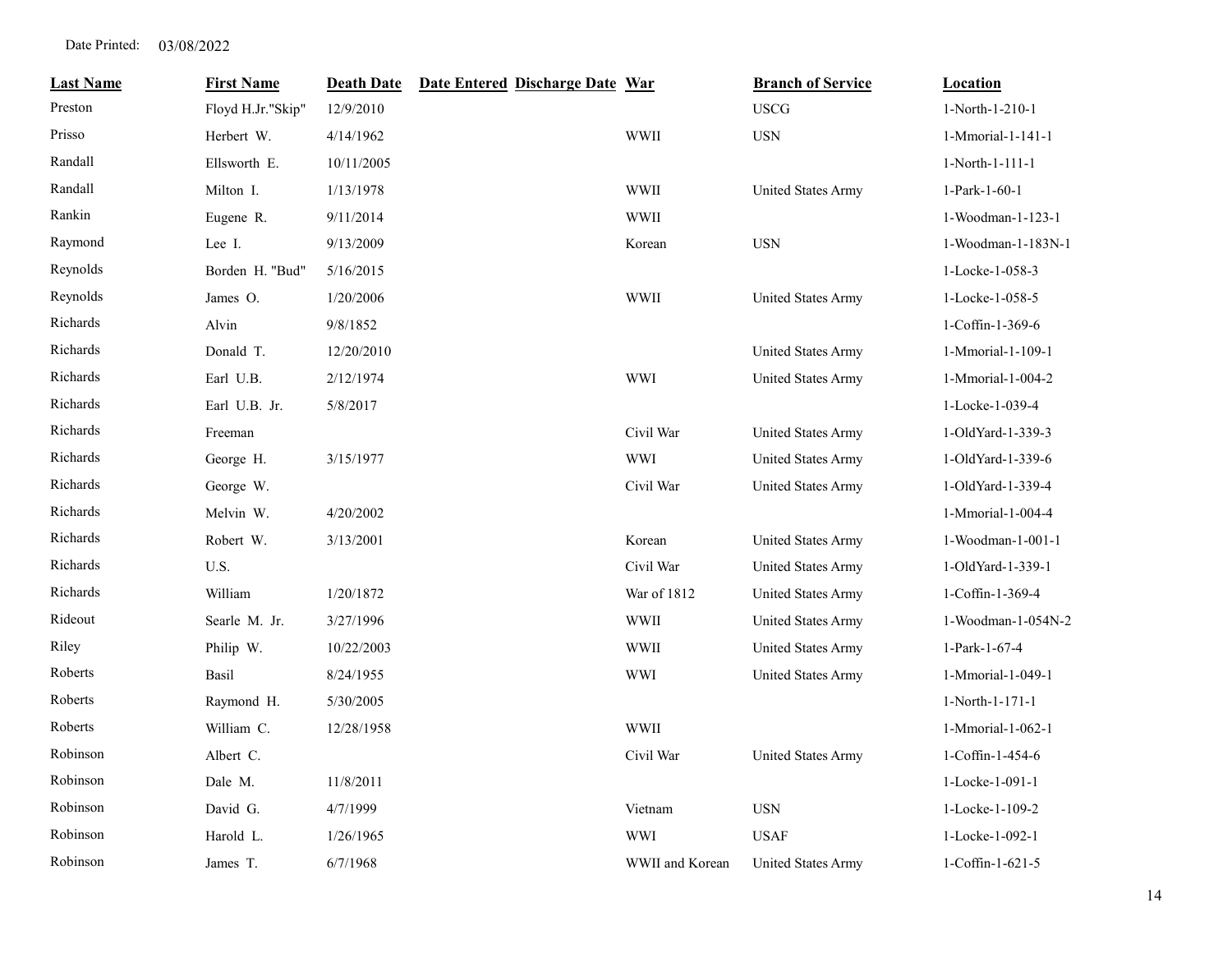Date Printed: 03/08/2022

| Last Name | First Name | Death Date | Date Entered | Discharge Date | War | Branch of Service | Location |
|---|---|---|---|---|---|---|---|
| Preston | Floyd H.Jr."Skip" | 12/9/2010 | | | | USCG | 1-North-1-210-1 |
| Prisso | Herbert W. | 4/14/1962 | | | WWII | USN | 1-Mmorial-1-141-1 |
| Randall | Ellsworth E. | 10/11/2005 | | | | | 1-North-1-111-1 |
| Randall | Milton I. | 1/13/1978 | | | WWII | United States Army | 1-Park-1-60-1 |
| Rankin | Eugene R. | 9/11/2014 | | | WWII | | 1-Woodman-1-123-1 |
| Raymond | Lee I. | 9/13/2009 | | | Korean | USN | 1-Woodman-1-183N-1 |
| Reynolds | Borden H. "Bud" | 5/16/2015 | | | | | 1-Locke-1-058-3 |
| Reynolds | James O. | 1/20/2006 | | | WWII | United States Army | 1-Locke-1-058-5 |
| Richards | Alvin | 9/8/1852 | | | | | 1-Coffin-1-369-6 |
| Richards | Donald T. | 12/20/2010 | | | | United States Army | 1-Mmorial-1-109-1 |
| Richards | Earl U.B. | 2/12/1974 | | | WWI | United States Army | 1-Mmorial-1-004-2 |
| Richards | Earl U.B. Jr. | 5/8/2017 | | | | | 1-Locke-1-039-4 |
| Richards | Freeman | | | | Civil War | United States Army | 1-OldYard-1-339-3 |
| Richards | George H. | 3/15/1977 | | | WWI | United States Army | 1-OldYard-1-339-6 |
| Richards | George W. | | | | Civil War | United States Army | 1-OldYard-1-339-4 |
| Richards | Melvin W. | 4/20/2002 | | | | | 1-Mmorial-1-004-4 |
| Richards | Robert W. | 3/13/2001 | | | Korean | United States Army | 1-Woodman-1-001-1 |
| Richards | U.S. | | | | Civil War | United States Army | 1-OldYard-1-339-1 |
| Richards | William | 1/20/1872 | | | War of 1812 | United States Army | 1-Coffin-1-369-4 |
| Rideout | Searle M. Jr. | 3/27/1996 | | | WWII | United States Army | 1-Woodman-1-054N-2 |
| Riley | Philip W. | 10/22/2003 | | | WWII | United States Army | 1-Park-1-67-4 |
| Roberts | Basil | 8/24/1955 | | | WWI | United States Army | 1-Mmorial-1-049-1 |
| Roberts | Raymond H. | 5/30/2005 | | | | | 1-North-1-171-1 |
| Roberts | William C. | 12/28/1958 | | | WWII | | 1-Mmorial-1-062-1 |
| Robinson | Albert C. | | | | Civil War | United States Army | 1-Coffin-1-454-6 |
| Robinson | Dale M. | 11/8/2011 | | | | | 1-Locke-1-091-1 |
| Robinson | David G. | 4/7/1999 | | | Vietnam | USN | 1-Locke-1-109-2 |
| Robinson | Harold L. | 1/26/1965 | | | WWI | USAF | 1-Locke-1-092-1 |
| Robinson | James T. | 6/7/1968 | | | WWII and Korean | United States Army | 1-Coffin-1-621-5 |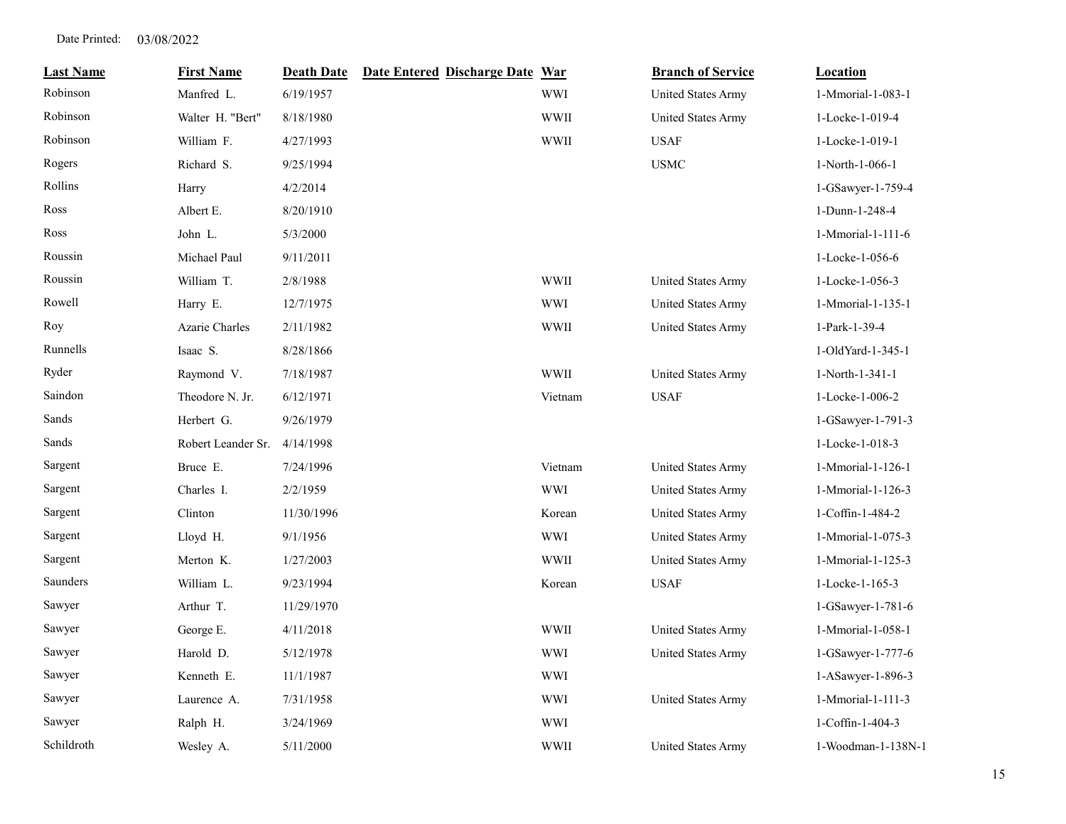Date Printed: 03/08/2022

| Last Name | First Name | Death Date | Date Entered | Discharge Date | War | Branch of Service | Location |
|---|---|---|---|---|---|---|---|
| Robinson | Manfred L. | 6/19/1957 | | | WWI | United States Army | 1-Mmorial-1-083-1 |
| Robinson | Walter H. "Bert" | 8/18/1980 | | | WWII | United States Army | 1-Locke-1-019-4 |
| Robinson | William F. | 4/27/1993 | | | WWII | USAF | 1-Locke-1-019-1 |
| Rogers | Richard S. | 9/25/1994 | | | | USMC | 1-North-1-066-1 |
| Rollins | Harry | 4/2/2014 | | | | | 1-GSawyer-1-759-4 |
| Ross | Albert E. | 8/20/1910 | | | | | 1-Dunn-1-248-4 |
| Ross | John L. | 5/3/2000 | | | | | 1-Mmorial-1-111-6 |
| Roussin | Michael Paul | 9/11/2011 | | | | | 1-Locke-1-056-6 |
| Roussin | William T. | 2/8/1988 | | | WWII | United States Army | 1-Locke-1-056-3 |
| Rowell | Harry E. | 12/7/1975 | | | WWI | United States Army | 1-Mmorial-1-135-1 |
| Roy | Azarie Charles | 2/11/1982 | | | WWII | United States Army | 1-Park-1-39-4 |
| Runnells | Isaac S. | 8/28/1866 | | | | | 1-OldYard-1-345-1 |
| Ryder | Raymond V. | 7/18/1987 | | | WWII | United States Army | 1-North-1-341-1 |
| Saindon | Theodore N. Jr. | 6/12/1971 | | | Vietnam | USAF | 1-Locke-1-006-2 |
| Sands | Herbert G. | 9/26/1979 | | | | | 1-GSawyer-1-791-3 |
| Sands | Robert Leander Sr. | 4/14/1998 | | | | | 1-Locke-1-018-3 |
| Sargent | Bruce E. | 7/24/1996 | | | Vietnam | United States Army | 1-Mmorial-1-126-1 |
| Sargent | Charles I. | 2/2/1959 | | | WWI | United States Army | 1-Mmorial-1-126-3 |
| Sargent | Clinton | 11/30/1996 | | | Korean | United States Army | 1-Coffin-1-484-2 |
| Sargent | Lloyd H. | 9/1/1956 | | | WWI | United States Army | 1-Mmorial-1-075-3 |
| Sargent | Merton K. | 1/27/2003 | | | WWII | United States Army | 1-Mmorial-1-125-3 |
| Saunders | William L. | 9/23/1994 | | | Korean | USAF | 1-Locke-1-165-3 |
| Sawyer | Arthur T. | 11/29/1970 | | | | | 1-GSawyer-1-781-6 |
| Sawyer | George E. | 4/11/2018 | | | WWII | United States Army | 1-Mmorial-1-058-1 |
| Sawyer | Harold D. | 5/12/1978 | | | WWI | United States Army | 1-GSawyer-1-777-6 |
| Sawyer | Kenneth E. | 11/1/1987 | | | WWI | | 1-ASawyer-1-896-3 |
| Sawyer | Laurence A. | 7/31/1958 | | | WWI | United States Army | 1-Mmorial-1-111-3 |
| Sawyer | Ralph H. | 3/24/1969 | | | WWI | | 1-Coffin-1-404-3 |
| Schildroth | Wesley A. | 5/11/2000 | | | WWII | United States Army | 1-Woodman-1-138N-1 |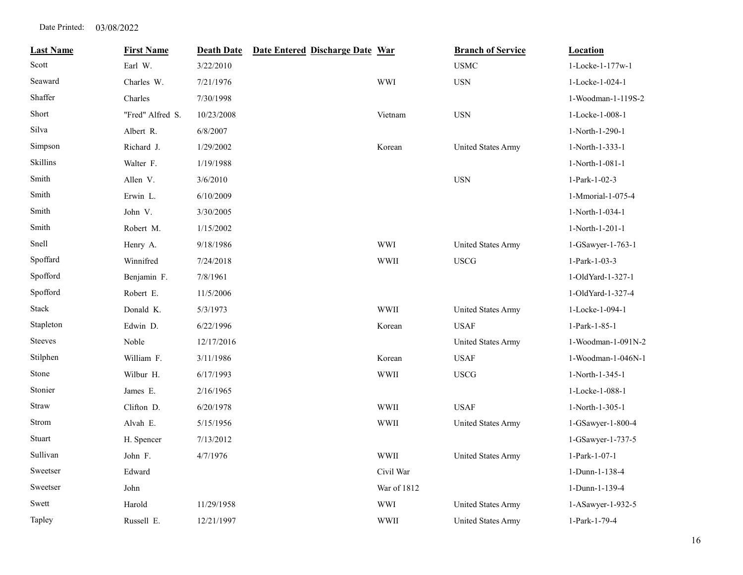Date Printed: 03/08/2022

| Last Name | First Name | Death Date | Date Entered | Discharge Date | War | Branch of Service | Location |
|---|---|---|---|---|---|---|---|
| Scott | Earl W. | 3/22/2010 | | | | USMC | 1-Locke-1-177w-1 |
| Seaward | Charles W. | 7/21/1976 | | | WWI | USN | 1-Locke-1-024-1 |
| Shaffer | Charles | 7/30/1998 | | | | | 1-Woodman-1-119S-2 |
| Short | "Fred" Alfred S. | 10/23/2008 | | | Vietnam | USN | 1-Locke-1-008-1 |
| Silva | Albert R. | 6/8/2007 | | | | | 1-North-1-290-1 |
| Simpson | Richard J. | 1/29/2002 | | | Korean | United States Army | 1-North-1-333-1 |
| Skillins | Walter F. | 1/19/1988 | | | | | 1-North-1-081-1 |
| Smith | Allen V. | 3/6/2010 | | | | USN | 1-Park-1-02-3 |
| Smith | Erwin L. | 6/10/2009 | | | | | 1-Mmorial-1-075-4 |
| Smith | John V. | 3/30/2005 | | | | | 1-North-1-034-1 |
| Smith | Robert M. | 1/15/2002 | | | | | 1-North-1-201-1 |
| Snell | Henry A. | 9/18/1986 | | | WWI | United States Army | 1-GSawyer-1-763-1 |
| Spoffard | Winnifred | 7/24/2018 | | | WWII | USCG | 1-Park-1-03-3 |
| Spofford | Benjamin F. | 7/8/1961 | | | | | 1-OldYard-1-327-1 |
| Spofford | Robert E. | 11/5/2006 | | | | | 1-OldYard-1-327-4 |
| Stack | Donald K. | 5/3/1973 | | | WWII | United States Army | 1-Locke-1-094-1 |
| Stapleton | Edwin D. | 6/22/1996 | | | Korean | USAF | 1-Park-1-85-1 |
| Steeves | Noble | 12/17/2016 | | | | United States Army | 1-Woodman-1-091N-2 |
| Stilphen | William F. | 3/11/1986 | | | Korean | USAF | 1-Woodman-1-046N-1 |
| Stone | Wilbur H. | 6/17/1993 | | | WWII | USCG | 1-North-1-345-1 |
| Stonier | James E. | 2/16/1965 | | | | | 1-Locke-1-088-1 |
| Straw | Clifton D. | 6/20/1978 | | | WWII | USAF | 1-North-1-305-1 |
| Strom | Alvah E. | 5/15/1956 | | | WWII | United States Army | 1-GSawyer-1-800-4 |
| Stuart | H. Spencer | 7/13/2012 | | | | | 1-GSawyer-1-737-5 |
| Sullivan | John F. | 4/7/1976 | | | WWII | United States Army | 1-Park-1-07-1 |
| Sweetser | Edward | | | | Civil War | | 1-Dunn-1-138-4 |
| Sweetser | John | | | | War of 1812 | | 1-Dunn-1-139-4 |
| Swett | Harold | 11/29/1958 | | | WWI | United States Army | 1-ASawyer-1-932-5 |
| Tapley | Russell E. | 12/21/1997 | | | WWII | United States Army | 1-Park-1-79-4 |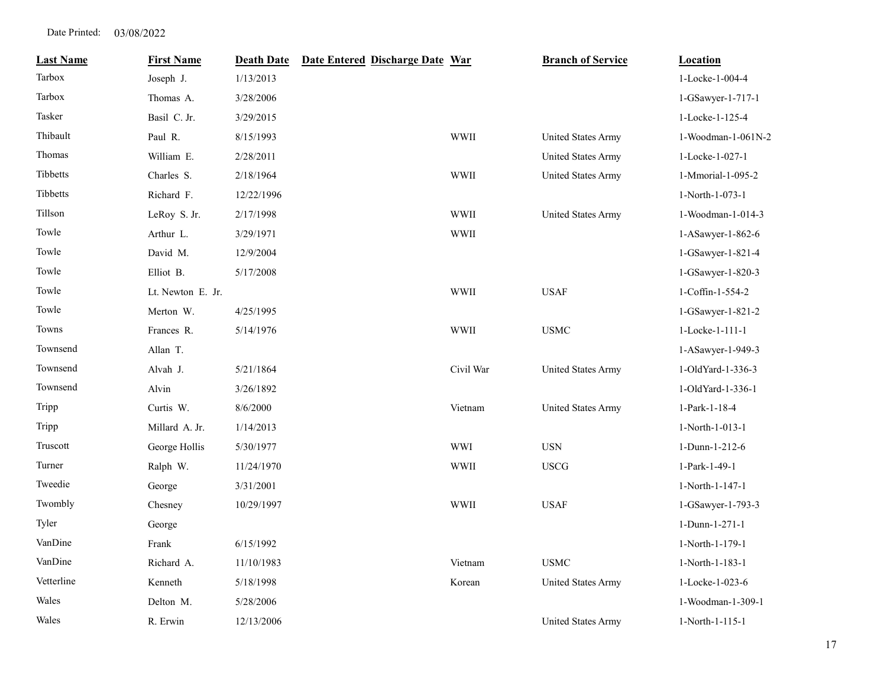Date Printed: 03/08/2022

| Last Name | First Name | Death Date | Date Entered | Discharge Date | War | Branch of Service | Location |
|---|---|---|---|---|---|---|---|
| Tarbox | Joseph J. | 1/13/2013 | | | | | 1-Locke-1-004-4 |
| Tarbox | Thomas A. | 3/28/2006 | | | | | 1-GSawyer-1-717-1 |
| Tasker | Basil C. Jr. | 3/29/2015 | | | | | 1-Locke-1-125-4 |
| Thibault | Paul R. | 8/15/1993 | | | WWII | United States Army | 1-Woodman-1-061N-2 |
| Thomas | William E. | 2/28/2011 | | | | United States Army | 1-Locke-1-027-1 |
| Tibbetts | Charles S. | 2/18/1964 | | | WWII | United States Army | 1-Mmorial-1-095-2 |
| Tibbetts | Richard F. | 12/22/1996 | | | | | 1-North-1-073-1 |
| Tillson | LeRoy S. Jr. | 2/17/1998 | | | WWII | United States Army | 1-Woodman-1-014-3 |
| Towle | Arthur L. | 3/29/1971 | | | WWII | | 1-ASawyer-1-862-6 |
| Towle | David M. | 12/9/2004 | | | | | 1-GSawyer-1-821-4 |
| Towle | Elliot B. | 5/17/2008 | | | | | 1-GSawyer-1-820-3 |
| Towle | Lt. Newton E. Jr. | | | | WWII | USAF | 1-Coffin-1-554-2 |
| Towle | Merton W. | 4/25/1995 | | | | | 1-GSawyer-1-821-2 |
| Towns | Frances R. | 5/14/1976 | | | WWII | USMC | 1-Locke-1-111-1 |
| Townsend | Allan T. | | | | | | 1-ASawyer-1-949-3 |
| Townsend | Alvah J. | 5/21/1864 | | | Civil War | United States Army | 1-OldYard-1-336-3 |
| Townsend | Alvin | 3/26/1892 | | | | | 1-OldYard-1-336-1 |
| Tripp | Curtis W. | 8/6/2000 | | | Vietnam | United States Army | 1-Park-1-18-4 |
| Tripp | Millard A. Jr. | 1/14/2013 | | | | | 1-North-1-013-1 |
| Truscott | George Hollis | 5/30/1977 | | | WWI | USN | 1-Dunn-1-212-6 |
| Turner | Ralph W. | 11/24/1970 | | | WWII | USCG | 1-Park-1-49-1 |
| Tweedie | George | 3/31/2001 | | | | | 1-North-1-147-1 |
| Twombly | Chesney | 10/29/1997 | | | WWII | USAF | 1-GSawyer-1-793-3 |
| Tyler | George | | | | | | 1-Dunn-1-271-1 |
| VanDine | Frank | 6/15/1992 | | | | | 1-North-1-179-1 |
| VanDine | Richard A. | 11/10/1983 | | | Vietnam | USMC | 1-North-1-183-1 |
| Vetterline | Kenneth | 5/18/1998 | | | Korean | United States Army | 1-Locke-1-023-6 |
| Wales | Delton M. | 5/28/2006 | | | | | 1-Woodman-1-309-1 |
| Wales | R. Erwin | 12/13/2006 | | | | United States Army | 1-North-1-115-1 |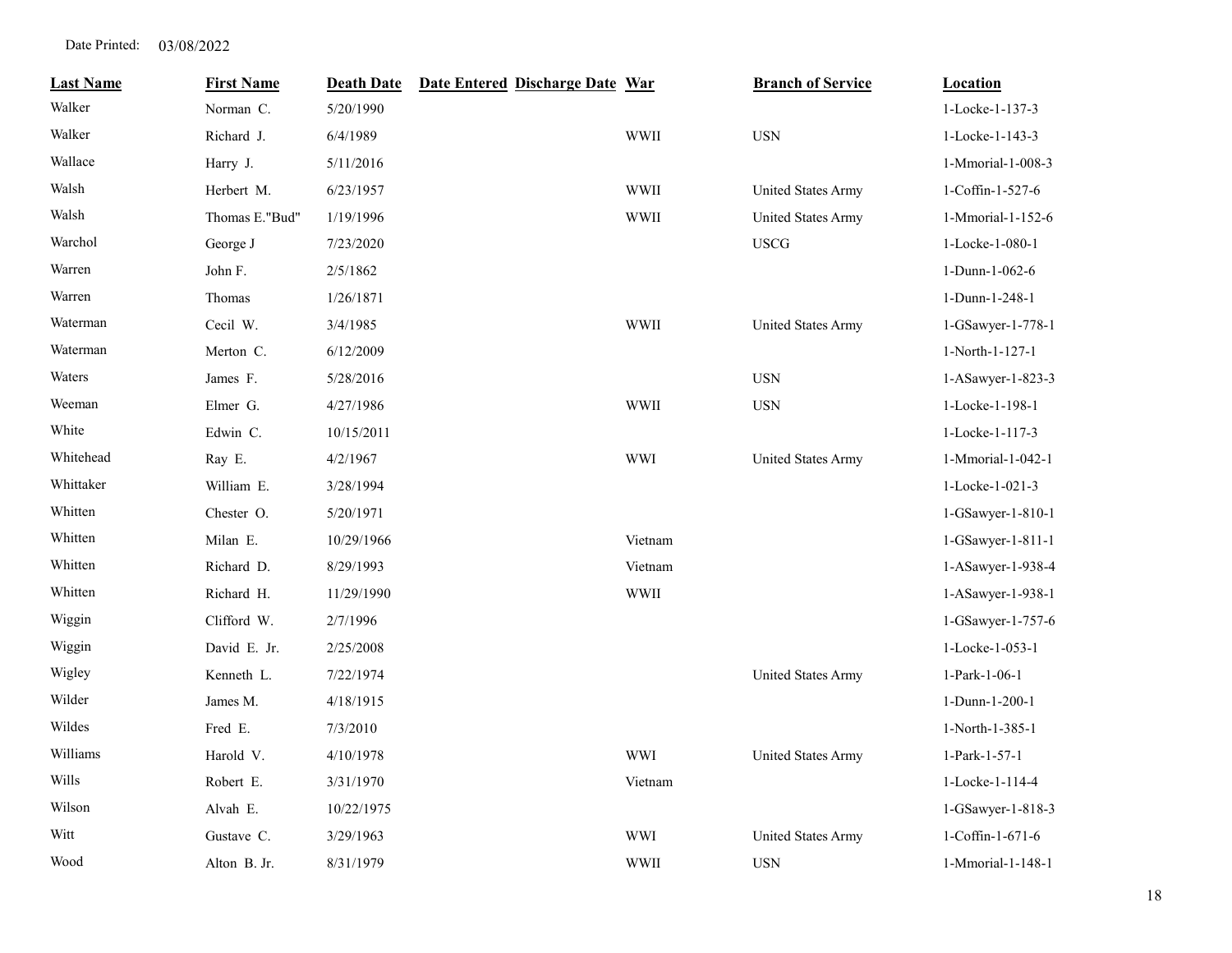Date Printed: 03/08/2022

| Last Name | First Name | Death Date | Date Entered | Discharge Date | War | Branch of Service | Location |
|---|---|---|---|---|---|---|---|
| Walker | Norman C. | 5/20/1990 | | | | | 1-Locke-1-137-3 |
| Walker | Richard J. | 6/4/1989 | | | WWII | USN | 1-Locke-1-143-3 |
| Wallace | Harry J. | 5/11/2016 | | | | | 1-Mmorial-1-008-3 |
| Walsh | Herbert M. | 6/23/1957 | | | WWII | United States Army | 1-Coffin-1-527-6 |
| Walsh | Thomas E."Bud" | 1/19/1996 | | | WWII | United States Army | 1-Mmorial-1-152-6 |
| Warchol | George J | 7/23/2020 | | | | USCG | 1-Locke-1-080-1 |
| Warren | John F. | 2/5/1862 | | | | | 1-Dunn-1-062-6 |
| Warren | Thomas | 1/26/1871 | | | | | 1-Dunn-1-248-1 |
| Waterman | Cecil W. | 3/4/1985 | | | WWII | United States Army | 1-GSawyer-1-778-1 |
| Waterman | Merton C. | 6/12/2009 | | | | | 1-North-1-127-1 |
| Waters | James F. | 5/28/2016 | | | | USN | 1-ASawyer-1-823-3 |
| Weeman | Elmer G. | 4/27/1986 | | | WWII | USN | 1-Locke-1-198-1 |
| White | Edwin C. | 10/15/2011 | | | | | 1-Locke-1-117-3 |
| Whitehead | Ray E. | 4/2/1967 | | | WWI | United States Army | 1-Mmorial-1-042-1 |
| Whittaker | William E. | 3/28/1994 | | | | | 1-Locke-1-021-3 |
| Whitten | Chester O. | 5/20/1971 | | | | | 1-GSawyer-1-810-1 |
| Whitten | Milan E. | 10/29/1966 | | | Vietnam | | 1-GSawyer-1-811-1 |
| Whitten | Richard D. | 8/29/1993 | | | Vietnam | | 1-ASawyer-1-938-4 |
| Whitten | Richard H. | 11/29/1990 | | | WWII | | 1-ASawyer-1-938-1 |
| Wiggin | Clifford W. | 2/7/1996 | | | | | 1-GSawyer-1-757-6 |
| Wiggin | David E. Jr. | 2/25/2008 | | | | | 1-Locke-1-053-1 |
| Wigley | Kenneth L. | 7/22/1974 | | | | United States Army | 1-Park-1-06-1 |
| Wilder | James M. | 4/18/1915 | | | | | 1-Dunn-1-200-1 |
| Wildes | Fred E. | 7/3/2010 | | | | | 1-North-1-385-1 |
| Williams | Harold V. | 4/10/1978 | | | WWI | United States Army | 1-Park-1-57-1 |
| Wills | Robert E. | 3/31/1970 | | | Vietnam | | 1-Locke-1-114-4 |
| Wilson | Alvah E. | 10/22/1975 | | | | | 1-GSawyer-1-818-3 |
| Witt | Gustave C. | 3/29/1963 | | | WWI | United States Army | 1-Coffin-1-671-6 |
| Wood | Alton B. Jr. | 8/31/1979 | | | WWII | USN | 1-Mmorial-1-148-1 |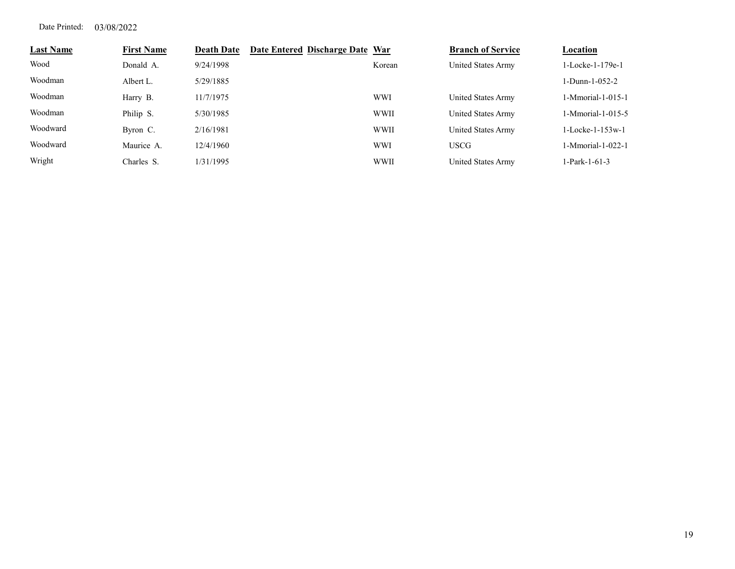Date Printed: 03/08/2022

| Last Name | First Name | Death Date | Date Entered | Discharge Date | War | Branch of Service | Location |
| --- | --- | --- | --- | --- | --- | --- | --- |
| Wood | Donald A. | 9/24/1998 | | | Korean | United States Army | 1-Locke-1-179e-1 |
| Woodman | Albert L. | 5/29/1885 | | | | | 1-Dunn-1-052-2 |
| Woodman | Harry B. | 11/7/1975 | | | WWI | United States Army | 1-Mmorial-1-015-1 |
| Woodman | Philip S. | 5/30/1985 | | | WWII | United States Army | 1-Mmorial-1-015-5 |
| Woodward | Byron C. | 2/16/1981 | | | WWII | United States Army | 1-Locke-1-153w-1 |
| Woodward | Maurice A. | 12/4/1960 | | | WWI | USCG | 1-Mmorial-1-022-1 |
| Wright | Charles S. | 1/31/1995 | | | WWII | United States Army | 1-Park-1-61-3 |